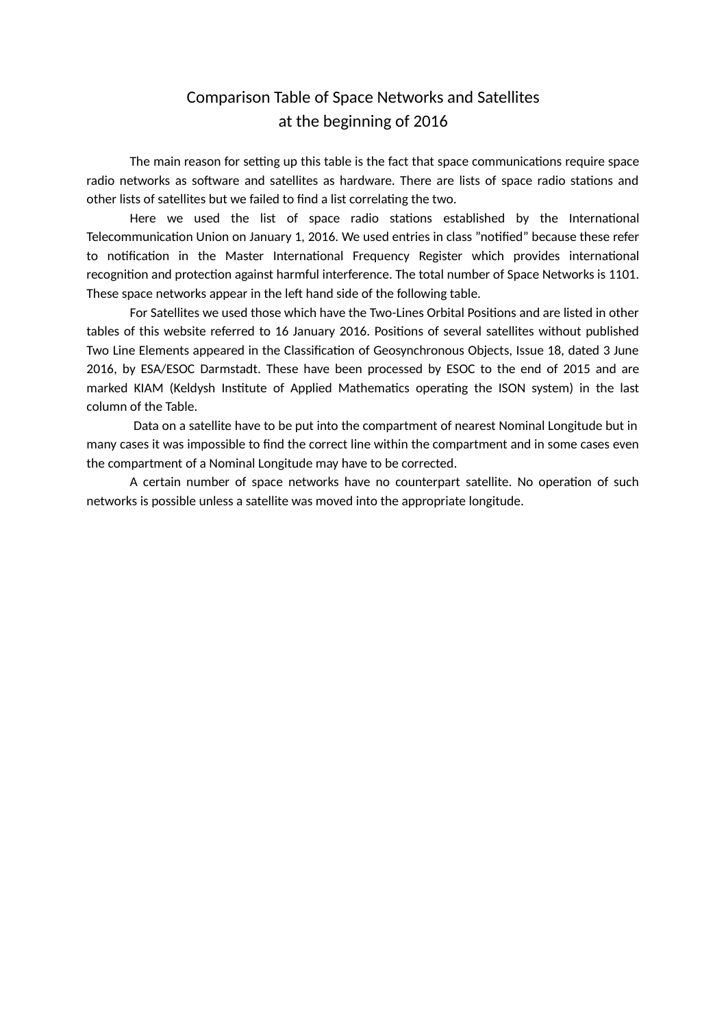# Comparison Table of Space Networks and Satellites at the beginning of 2016

The main reason for setting up this table is the fact that space communications require space radio networks as software and satellites as hardware. There are lists of space radio stations and other lists of satellites but we failed to find a list correlating the two.

Here we used the list of space radio stations established by the International Telecommunication Union on January 1, 2016. We used entries in class "notified" because these refer to notification in the Master International Frequency Register which provides international recognition and protection against harmful interference. The total number of Space Networks is 1101. These space networks appear in the left hand side of the following table.

For Satellites we used those which have the Two-Lines Orbital Positions and are listed in other tables of this website referred to 16 January 2016. Positions of several satellites without published Two Line Elements appeared in the Classification of Geosynchronous Objects, Issue 18, dated 3 June 2016, by ESA/ESOC Darmstadt. These have been processed by ESOC to the end of 2015 and are marked KIAM (Keldysh Institute of Applied Mathematics operating the ISON system) in the last column of the Table.

Data on a satellite have to be put into the compartment of nearest Nominal Longitude but in many cases it was impossible to find the correct line within the compartment and in some cases even the compartment of a Nominal Longitude may have to be corrected.

A certain number of space networks have no counterpart satellite. No operation of such networks is possible unless a satellite was moved into the appropriate longitude.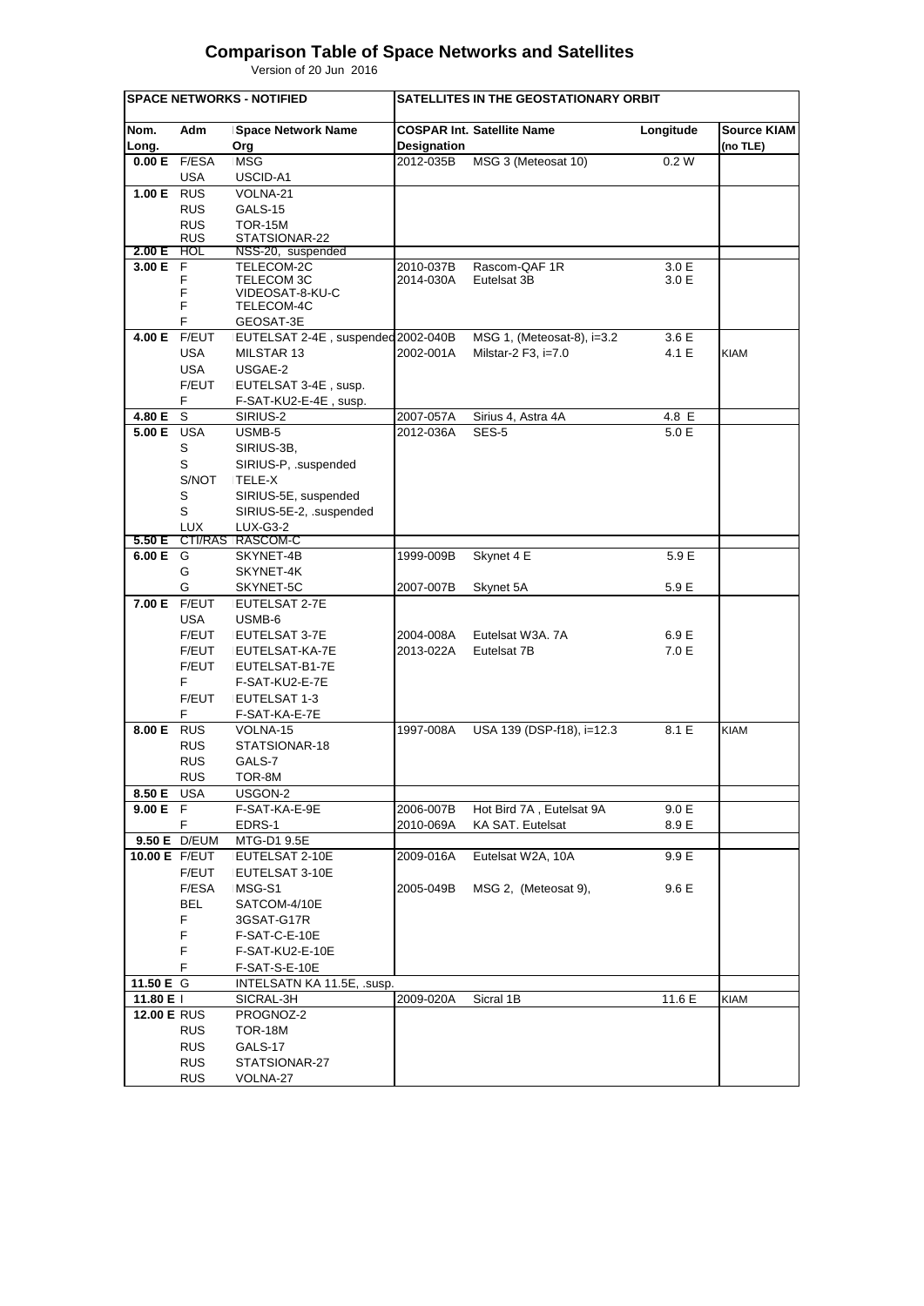# Comparison Table of Space Networks and Satellites

Version of 20 Jun 2016

| SPACE NETWORKS - NOTIFIED | | | SATELLITES IN THE GEOSTATIONARY ORBIT | | | |
|---|---|---|---|---|---|---|
| **Nom. Long.** | **Adm** | **Space Network Name Org** | **COSPAR Int. Designation** | **Satellite Name** | **Longitude** | **Source KIAM (no TLE)** |
| **0.00 E** | F/ESA | MSG | 2012-035B | MSG 3 (Meteosat 10) | 0.2 W | |
| | USA | USCID-A1 | | | | |
| **1.00 E** | RUS | VOLNA-21 | | | | |
| | RUS | GALS-15 | | | | |
| | RUS | TOR-15M | | | | |
| | RUS | STATSIONAR-22 | | | | |
| **2.00 E** | HOL | NSS-20, suspended | | | | |
| **3.00 E** | F | TELECOM-2C | 2010-037B | Rascom-QAF 1R | 3.0 E | |
| | F | TELECOM 3C | 2014-030A | Eutelsat 3B | 3.0 E | |
| | F | VIDEOSAT-8-KU-C | | | | |
| | F | TELECOM-4C | | | | |
| | F | GEOSAT-3E | | | | |
| **4.00 E** | F/EUT | EUTELSAT 2-4E , suspended | 2002-040B | MSG 1, (Meteosat-8), i=3.2 | 3.6 E | |
| | USA | MILSTAR 13 | 2002-001A | Milstar-2 F3, i=7.0 | 4.1 E | KIAM |
| | USA | USGAE-2 | | | | |
| | F/EUT | EUTELSAT 3-4E , susp. | | | | |
| | F | F-SAT-KU2-E-4E , susp. | | | | |
| **4.80 E** | S | SIRIUS-2 | 2007-057A | Sirius 4, Astra 4A | 4.8 E | |
| **5.00 E** | USA | USMB-5 | 2012-036A | SES-5 | 5.0 E | |
| | S | SIRIUS-3B, | | | | |
| | S | SIRIUS-P, .suspended | | | | |
| | S/NOT | TELE-X | | | | |
| | S | SIRIUS-5E, suspended | | | | |
| | S | SIRIUS-5E-2, .suspended | | | | |
| | LUX | LUX-G3-2 | | | | |
| **5.50 E** | CTI/RAS | RASCOM-C | | | | |
| **6.00 E** | G | SKYNET-4B | 1999-009B | Skynet 4 E | 5.9 E | |
| | G | SKYNET-4K | | | | |
| | G | SKYNET-5C | 2007-007B | Skynet 5A | 5.9 E | |
| **7.00 E** | F/EUT | EUTELSAT 2-7E | | | | |
| | USA | USMB-6 | | | | |
| | F/EUT | EUTELSAT 3-7E | 2004-008A | Eutelsat W3A. 7A | 6.9 E | |
| | F/EUT | EUTELSAT-KA-7E | 2013-022A | Eutelsat 7B | 7.0 E | |
| | F/EUT | EUTELSAT-B1-7E | | | | |
| | F | F-SAT-KU2-E-7E | | | | |
| | F/EUT | EUTELSAT 1-3 | | | | |
| | F | F-SAT-KA-E-7E | | | | |
| **8.00 E** | RUS | VOLNA-15 | 1997-008A | USA 139 (DSP-f18), i=12.3 | 8.1 E | KIAM |
| | RUS | STATSIONAR-18 | | | | |
| | RUS | GALS-7 | | | | |
| | RUS | TOR-8M | | | | |
| **8.50 E** | USA | USGON-2 | | | | |
| **9.00 E** | F | F-SAT-KA-E-9E | 2006-007B | Hot Bird 7A , Eutelsat 9A | 9.0 E | |
| | F | EDRS-1 | 2010-069A | KA SAT. Eutelsat | 8.9 E | |
| **9.50 E** | D/EUM | MTG-D1 9.5E | | | | |
| **10.00 E** | F/EUT | EUTELSAT 2-10E | 2009-016A | Eutelsat W2A, 10A | 9.9 E | |
| | F/EUT | EUTELSAT 3-10E | | | | |
| | F/ESA | MSG-S1 | 2005-049B | MSG 2, (Meteosat 9), | 9.6 E | |
| | BEL | SATCOM-4/10E | | | | |
| | F | 3GSAT-G17R | | | | |
| | F | F-SAT-C-E-10E | | | | |
| | F | F-SAT-KU2-E-10E | | | | |
| | F | F-SAT-S-E-10E | | | | |
| **11.50 E** | G | INTELSATN KA 11.5E, .susp. | | | | |
| **11.80 E** | I | SICRAL-3H | 2009-020A | Sicral 1B | 11.6 E | KIAM |
| **12.00 E** | RUS | PROGNOZ-2 | | | | |
| | RUS | TOR-18M | | | | |
| | RUS | GALS-17 | | | | |
| | RUS | STATSIONAR-27 | | | | |
| | RUS | VOLNA-27 | | | | |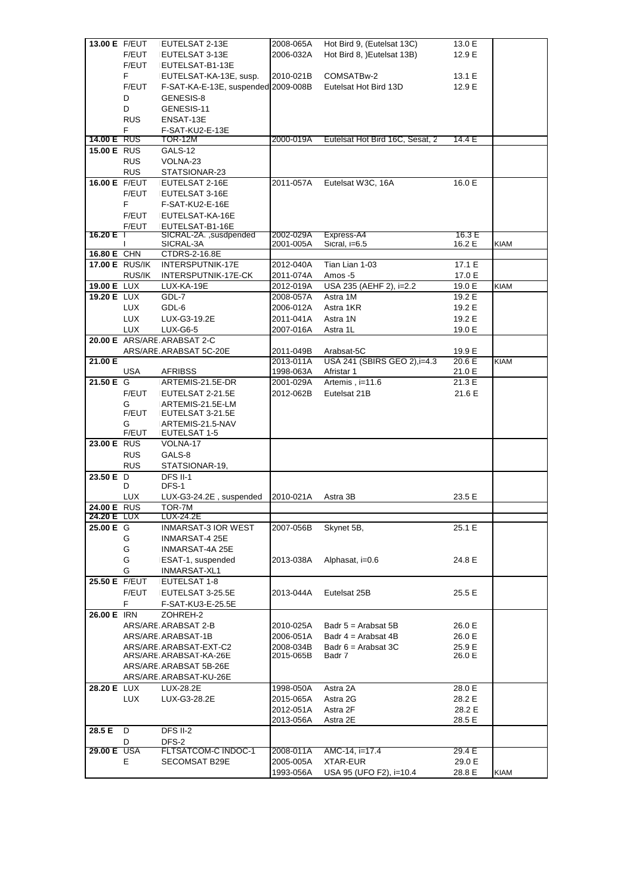| | | | | | | |
|---|---|---|---|---|---|---|
| 13.00 E | F/EUT | EUTELSAT 2-13E | 2008-065A | Hot Bird 9, (Eutelsat 13C) | 13.0 E | |
| | F/EUT | EUTELSAT 3-13E | 2006-032A | Hot Bird 8, )Eutelsat 13B) | 12.9 E | |
| | F/EUT | EUTELSAT-B1-13E | | | | |
| | F | EUTELSAT-KA-13E, susp. | 2010-021B | COMSATBw-2 | 13.1 E | |
| | F/EUT | F-SAT-KA-E-13E, suspended | 2009-008B | Eutelsat Hot Bird 13D | 12.9 E | |
| | D | GENESIS-8 | | | | |
| | D | GENESIS-11 | | | | |
| | RUS | ENSAT-13E | | | | |
| | F | F-SAT-KU2-E-13E | | | | |
| 14.00 E | RUS | TOR-12M | 2000-019A | Eutelsat Hot Bird 16C, Sesat, 2 | 14.4 E | |
| 15.00 E | RUS | GALS-12 | | | | |
| | RUS | VOLNA-23 | | | | |
| | RUS | STATSIONAR-23 | | | | |
| 16.00 E | F/EUT | EUTELSAT 2-16E | 2011-057A | Eutelsat W3C, 16A | 16.0 E | |
| | F/EUT | EUTELSAT 3-16E | | | | |
| | F | F-SAT-KU2-E-16E | | | | |
| | F/EUT | EUTELSAT-KA-16E | | | | |
| | F/EUT | EUTELSAT-B1-16E | | | | |
| 16.20 E | I | SICRAL-2A. ,susdpended | 2002-029A | Express-A4 | 16.3 E | |
| | I | SICRAL-3A | 2001-005A | Sicral, i=6.5 | 16.2 E | KIAM |
| 16.80 E | CHN | CTDRS-2-16.8E | | | | |
| 17.00 E | RUS/IK | INTERSPUTNIK-17E | 2012-040A | Tian Lian 1-03 | 17.1 E | |
| | RUS/IK | INTERSPUTNIK-17E-CK | 2011-074A | Amos -5 | 17.0 E | |
| 19.00 E | LUX | LUX-KA-19E | 2012-019A | USA 235 (AEHF 2), i=2.2 | 19.0 E | KIAM |
| 19.20 E | LUX | GDL-7 | 2008-057A | Astra 1M | 19.2 E | |
| | LUX | GDL-6 | 2006-012A | Astra 1KR | 19.2 E | |
| | LUX | LUX-G3-19.2E | 2011-041A | Astra 1N | 19.2 E | |
| | LUX | LUX-G6-5 | 2007-016A | Astra 1L | 19.0 E | |
| 20.00 E | ARS/ARE | ARABSAT 2-C | | | | |
| | ARS/ARE | ARABSAT 5C-20E | 2011-049B | Arabsat-5C | 19.9 E | |
| 21.00 E | | | 2013-011A | USA 241 (SBIRS GEO 2),i=4.3 | 20.6 E | KIAM |
| | USA | AFRIBSS | 1998-063A | Afristar 1 | 21.0 E | |
| 21.50 E | G | ARTEMIS-21.5E-DR | 2001-029A | Artemis , i=11.6 | 21.3 E | |
| | F/EUT | EUTELSAT 2-21.5E | 2012-062B | Eutelsat 21B | 21.6 E | |
| | G | ARTEMIS-21.5E-LM | | | | |
| | F/EUT | EUTELSAT 3-21.5E | | | | |
| | G | ARTEMIS-21.5-NAV | | | | |
| | F/EUT | EUTELSAT 1-5 | | | | |
| 23.00 E | RUS | VOLNA-17 | | | | |
| | RUS | GALS-8 | | | | |
| | RUS | STATSIONAR-19, | | | | |
| 23.50 E | D | DFS II-1 | | | | |
| | D | DFS-1 | | | | |
| | LUX | LUX-G3-24.2E , suspended | 2010-021A | Astra 3B | 23.5 E | |
| 24.00 E | RUS | TOR-7M | | | | |
| 24.20 E | LUX | LUX-24.2E | | | | |
| 25.00 E | G | INMARSAT-3 IOR WEST | 2007-056B | Skynet 5B, | 25.1 E | |
| | G | INMARSAT-4 25E | | | | |
| | G | INMARSAT-4A 25E | | | | |
| | G | ESAT-1, suspended | 2013-038A | Alphasat, i=0.6 | 24.8 E | |
| | G | INMARSAT-XL1 | | | | |
| 25.50 E | F/EUT | EUTELSAT 1-8 | | | | |
| | F/EUT | EUTELSAT 3-25.5E | 2013-044A | Eutelsat 25B | 25.5 E | |
| | F | F-SAT-KU3-E-25.5E | | | | |
| 26.00 E | IRN | ZOHREH-2 | | | | |
| | ARS/ARE | ARABSAT 2-B | 2010-025A | Badr 5 = Arabsat 5B | 26.0 E | |
| | ARS/ARE | ARABSAT-1B | 2006-051A | Badr 4 = Arabsat 4B | 26.0 E | |
| | ARS/ARE | ARABSAT-EXT-C2 | 2008-034B | Badr 6 = Arabsat 3C | 25.9 E | |
| | ARS/ARE | ARABSAT-KA-26E | 2015-065B | Badr 7 | 26.0 E | |
| | ARS/ARE | ARABSAT 5B-26E | | | | |
| | ARS/ARE | ARABSAT-KU-26E | | | | |
| 28.20 E | LUX | LUX-28.2E | 1998-050A | Astra 2A | 28.0 E | |
| | LUX | LUX-G3-28.2E | 2015-065A | Astra 2G | 28.2 E | |
| | | | 2012-051A | Astra 2F | 28.2 E | |
| | | | 2013-056A | Astra 2E | 28.5 E | |
| 28.5 E | D | DFS II-2 | | | | |
| | D | DFS-2 | | | | |
| 29.00 E | USA | FLTSATCOM-C INDOC-1 | 2008-011A | AMC-14, i=17.4 | 29.4 E | |
| | E | SECOMSAT B29E | 2005-005A | XTAR-EUR | 29.0 E | |
| | | | 1993-056A | USA 95 (UFO F2), i=10.4 | 28.8 E | KIAM |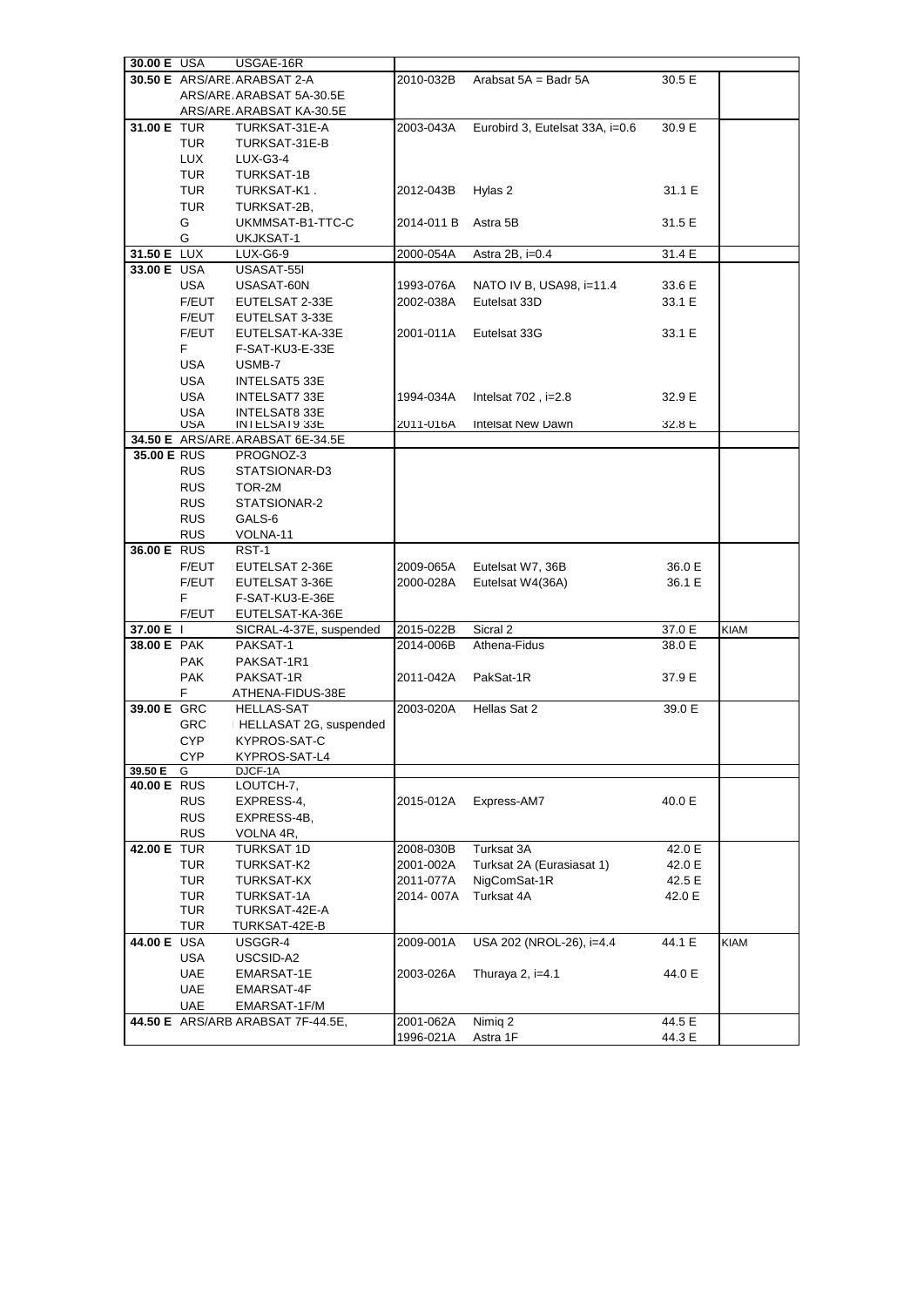| | | | | | | |
|---|---|---|---|---|---|---|
| **30.00 E** | USA | USGAE-16R | | | | |
| **30.50 E** | ARS/ARE | ARABSAT 2-A | 2010-032B | Arabsat 5A = Badr 5A | 30.5 E | |
| | ARS/ARE | ARABSAT 5A-30.5E | | | | |
| | ARS/ARE | ARABSAT KA-30.5E | | | | |
| **31.00 E** | TUR | TURKSAT-31E-A | 2003-043A | Eurobird 3, Eutelsat 33A, i=0.6 | 30.9 E | |
| | TUR | TURKSAT-31E-B | | | | |
| | LUX | LUX-G3-4 | | | | |
| | TUR | TURKSAT-1B | | | | |
| | TUR | TURKSAT-K1 . | 2012-043B | Hylas 2 | 31.1 E | |
| | TUR | TURKSAT-2B, | | | | |
| | G | UKMMSAT-B1-TTC-C | 2014-011 B | Astra 5B | 31.5 E | |
| | G | UKJKSAT-1 | | | | |
| **31.50 E** | LUX | LUX-G6-9 | 2000-054A | Astra 2B, i=0.4 | 31.4 E | |
| **33.00 E** | USA | USASAT-55I | | | | |
| | USA | USASAT-60N | 1993-076A | NATO IV B, USA98, i=11.4 | 33.6 E | |
| | F/EUT | EUTELSAT 2-33E | 2002-038A | Eutelsat 33D | 33.1 E | |
| | F/EUT | EUTELSAT 3-33E | | | | |
| | F/EUT | EUTELSAT-KA-33E | 2001-011A | Eutelsat 33G | 33.1 E | |
| | F | F-SAT-KU3-E-33E | | | | |
| | USA | USMB-7 | | | | |
| | USA | INTELSAT5 33E | | | | |
| | USA | INTELSAT7 33E | 1994-034A | Intelsat 702 , i=2.8 | 32.9 E | |
| | USA | INTELSAT8 33E | | | | |
| | USA | INTELSAT9 33E | 2011-016A | Intelsat New Dawn | 32.8 E | |
| **34.50 E** | ARS/ARE | ARABSAT 6E-34.5E | | | | |
| **35.00 E** | RUS | PROGNOZ-3 | | | | |
| | RUS | STATSIONAR-D3 | | | | |
| | RUS | TOR-2M | | | | |
| | RUS | STATSIONAR-2 | | | | |
| | RUS | GALS-6 | | | | |
| | RUS | VOLNA-11 | | | | |
| **36.00 E** | RUS | RST-1 | | | | |
| | F/EUT | EUTELSAT 2-36E | 2009-065A | Eutelsat W7, 36B | 36.0 E | |
| | F/EUT | EUTELSAT 3-36E | 2000-028A | Eutelsat W4(36A) | 36.1 E | |
| | F | F-SAT-KU3-E-36E | | | | |
| | F/EUT | EUTELSAT-KA-36E | | | | |
| **37.00 E** | I | SICRAL-4-37E, suspended | 2015-022B | Sicral 2 | 37.0 E | KIAM |
| **38.00 E** | PAK | PAKSAT-1 | 2014-006B | Athena-Fidus | 38.0 E | |
| | PAK | PAKSAT-1R1 | | | | |
| | PAK | PAKSAT-1R | 2011-042A | PakSat-1R | 37.9 E | |
| | F | ATHENA-FIDUS-38E | | | | |
| **39.00 E** | GRC | HELLAS-SAT | 2003-020A | Hellas Sat 2 | 39.0 E | |
| | GRC | HELLASAT 2G, suspended | | | | |
| | CYP | KYPROS-SAT-C | | | | |
| | CYP | KYPROS-SAT-L4 | | | | |
| **39.50 E** | G | DJCF-1A | | | | |
| **40.00 E** | RUS | LOUTCH-7, | | | | |
| | RUS | EXPRESS-4, | 2015-012A | Express-AM7 | 40.0 E | |
| | RUS | EXPRESS-4B, | | | | |
| | RUS | VOLNA 4R, | | | | |
| **42.00 E** | TUR | TURKSAT 1D | 2008-030B | Turksat 3A | 42.0 E | |
| | TUR | TURKSAT-K2 | 2001-002A | Turksat 2A (Eurasiasat 1) | 42.0 E | |
| | TUR | TURKSAT-KX | 2011-077A | NigComSat-1R | 42.5 E | |
| | TUR | TURKSAT-1A | 2014- 007A | Turksat 4A | 42.0 E | |
| | TUR | TURKSAT-42E-A | | | | |
| | TUR | TURKSAT-42E-B | | | | |
| **44.00 E** | USA | USGGR-4 | 2009-001A | USA 202 (NROL-26), i=4.4 | 44.1 E | KIAM |
| | USA | USCSID-A2 | | | | |
| | UAE | EMARSAT-1E | 2003-026A | Thuraya 2, i=4.1 | 44.0 E | |
| | UAE | EMARSAT-4F | | | | |
| | UAE | EMARSAT-1F/M | | | | |
| **44.50 E** | ARS/ARB | ARABSAT 7F-44.5E, | 2001-062A | Nimiq 2 | 44.5 E | |
| | | | 1996-021A | Astra 1F | 44.3 E | |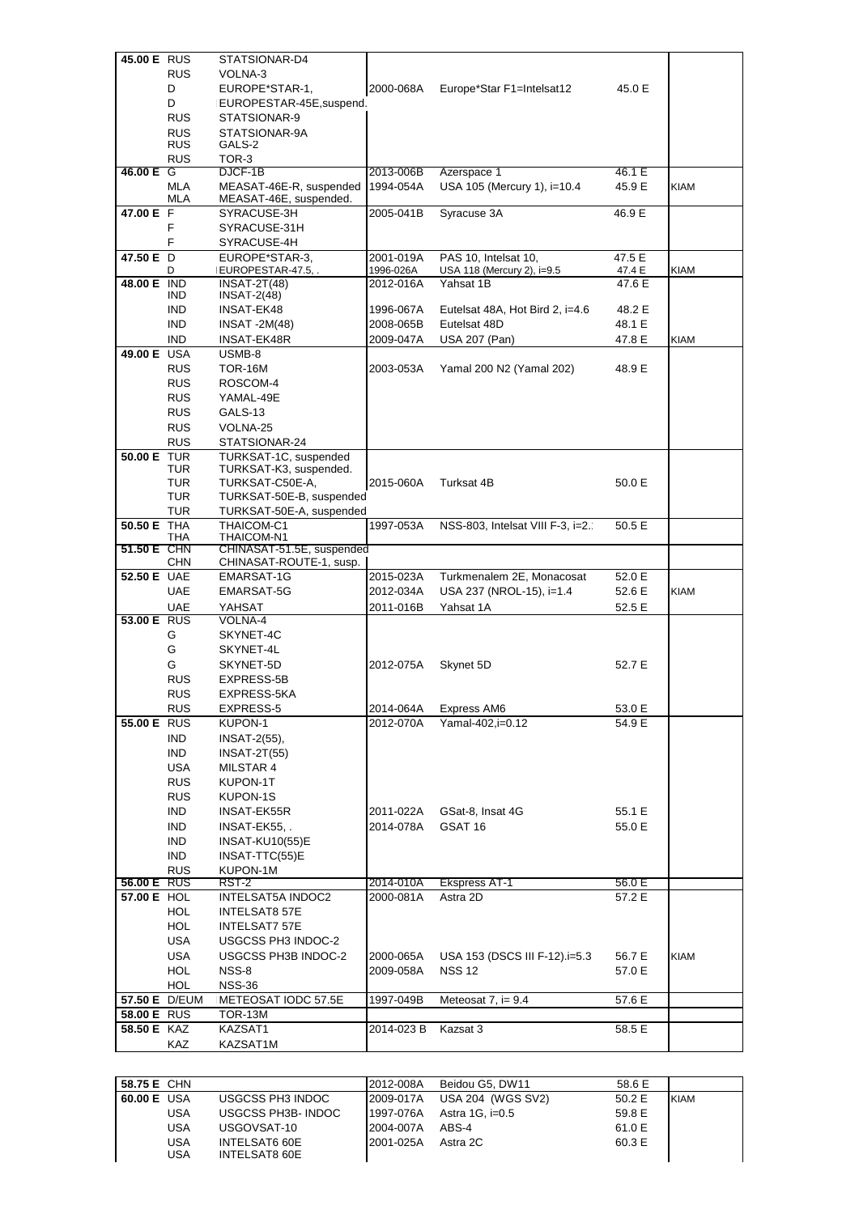| | | | | | | |
|---|---|---|---|---|---|---|
| 45.00 E | RUS | STATSIONAR-D4 | | | | |
| | RUS | VOLNA-3 | | | | |
| | D | EUROPE*STAR-1, | 2000-068A | Europe*Star F1=Intelsat12 | 45.0 E | |
| | D | EUROPESTAR-45E,suspend. | | | | |
| | RUS | STATSIONAR-9 | | | | |
| | RUS | STATSIONAR-9A | | | | |
| | RUS | GALS-2 | | | | |
| | RUS | TOR-3 | | | | |
| 46.00 E | G | DJCF-1B | 2013-006B | Azerspace 1 | 46.1 E | |
| | MLA | MEASAT-46E-R, suspended | 1994-054A | USA 105 (Mercury 1), i=10.4 | 45.9 E | KIAM |
| | MLA | MEASAT-46E, suspended. | | | | |
| 47.00 E | F | SYRACUSE-3H | 2005-041B | Syracuse 3A | 46.9 E | |
| | F | SYRACUSE-31H | | | | |
| | F | SYRACUSE-4H | | | | |
| 47.50 E | D | EUROPE*STAR-3, | 2001-019A | PAS 10, Intelsat 10, | 47.5 E | |
| | D | EUROPESTAR-47.5, . | 1996-026A | USA 118 (Mercury 2), i=9.5 | 47.4 E | KIAM |
| 48.00 E | IND | INSAT-2T(48) | 2012-016A | Yahsat 1B | 47.6 E | |
| | IND | INSAT-2(48) | | | | |
| | IND | INSAT-EK48 | 1996-067A | Eutelsat 48A, Hot Bird 2, i=4.6 | 48.2 E | |
| | IND | INSAT -2M(48) | 2008-065B | Eutelsat 48D | 48.1 E | |
| | IND | INSAT-EK48R | 2009-047A | USA 207 (Pan) | 47.8 E | KIAM |
| 49.00 E | USA | USMB-8 | | | | |
| | RUS | TOR-16M | 2003-053A | Yamal 200 N2 (Yamal 202) | 48.9 E | |
| | RUS | ROSCOM-4 | | | | |
| | RUS | YAMAL-49E | | | | |
| | RUS | GALS-13 | | | | |
| | RUS | VOLNA-25 | | | | |
| | RUS | STATSIONAR-24 | | | | |
| 50.00 E | TUR | TURKSAT-1C, suspended | | | | |
| | TUR | TURKSAT-K3, suspended. | | | | |
| | TUR | TURKSAT-C50E-A, | 2015-060A | Turksat 4B | 50.0 E | |
| | TUR | TURKSAT-50E-B, suspended | | | | |
| | TUR | TURKSAT-50E-A, suspended | | | | |
| 50.50 E | THA | THAICOM-C1 | 1997-053A | NSS-803, Intelsat VIII F-3, i=2. | 50.5 E | |
| | THA | THAICOM-N1 | | | | |
| 51.50 E | CHN | CHINASAT-51.5E, suspended | | | | |
| | CHN | CHINASAT-ROUTE-1, susp. | | | | |
| 52.50 E | UAE | EMARSAT-1G | 2015-023A | Turkmenalem 2E, Monacosat | 52.0 E | |
| | UAE | EMARSAT-5G | 2012-034A | USA 237 (NROL-15), i=1.4 | 52.6 E | KIAM |
| | UAE | YAHSAT | 2011-016B | Yahsat 1A | 52.5 E | |
| 53.00 E | RUS | VOLNA-4 | | | | |
| | G | SKYNET-4C | | | | |
| | G | SKYNET-4L | | | | |
| | G | SKYNET-5D | 2012-075A | Skynet 5D | 52.7 E | |
| | RUS | EXPRESS-5B | | | | |
| | RUS | EXPRESS-5KA | | | | |
| | RUS | EXPRESS-5 | 2014-064A | Express AM6 | 53.0 E | |
| 55.00 E | RUS | KUPON-1 | 2012-070A | Yamal-402,i=0.12 | 54.9 E | |
| | IND | INSAT-2(55), | | | | |
| | IND | INSAT-2T(55) | | | | |
| | USA | MILSTAR 4 | | | | |
| | RUS | KUPON-1T | | | | |
| | RUS | KUPON-1S | | | | |
| | IND | INSAT-EK55R | 2011-022A | GSat-8, Insat 4G | 55.1 E | |
| | IND | INSAT-EK55, . | 2014-078A | GSAT 16 | 55.0 E | |
| | IND | INSAT-KU10(55)E | | | | |
| | IND | INSAT-TTC(55)E | | | | |
| | RUS | KUPON-1M | | | | |
| 56.00 E | RUS | RST-2 | 2014-010A | Ekspress AT-1 | 56.0 E | |
| 57.00 E | HOL | INTELSAT5A INDOC2 | 2000-081A | Astra 2D | 57.2 E | |
| | HOL | INTELSAT8 57E | | | | |
| | HOL | INTELSAT7 57E | | | | |
| | USA | USGCSS PH3 INDOC-2 | | | | |
| | USA | USGCSS PH3B INDOC-2 | 2000-065A | USA 153 (DSCS III F-12).i=5.3 | 56.7 E | KIAM |
| | HOL | NSS-8 | 2009-058A | NSS 12 | 57.0 E | |
| | HOL | NSS-36 | | | | |
| 57.50 E | D/EUM | METEOSAT IODC 57.5E | 1997-049B | Meteosat 7, i= 9.4 | 57.6 E | |
| 58.00 E | RUS | TOR-13M | | | | |
| 58.50 E | KAZ | KAZSAT1 | 2014-023 B | Kazsat 3 | 58.5 E | |
| | KAZ | KAZSAT1M | | | | |

| | | | | | | |
|---|---|---|---|---|---|---|
| 58.75 E | CHN | | 2012-008A | Beidou G5, DW11 | 58.6 E | |
| 60.00 E | USA | USGCSS PH3 INDOC | 2009-017A | USA 204 (WGS SV2) | 50.2 E | KIAM |
| | USA | USGCSS PH3B- INDOC | 1997-076A | Astra 1G, i=0.5 | 59.8 E | |
| | USA | USGOVSAT-10 | 2004-007A | ABS-4 | 61.0 E | |
| | USA | INTELSAT6 60E | 2001-025A | Astra 2C | 60.3 E | |
| | USA | INTELSAT8 60E | | | | |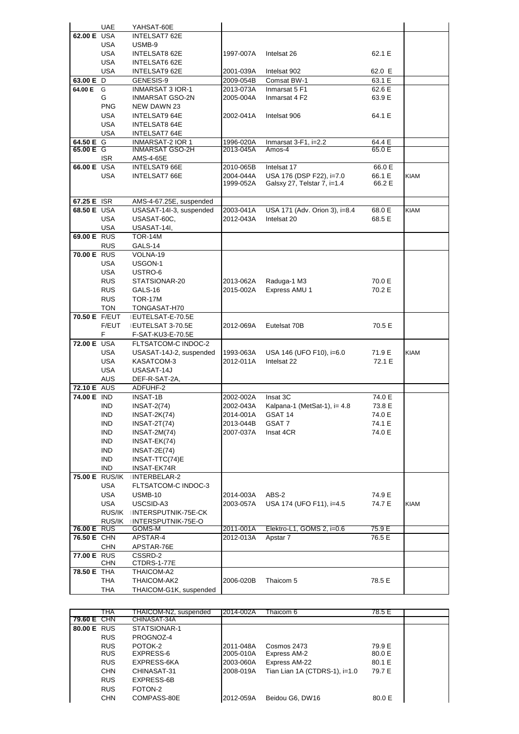| | | | | | | |
|---|---|---|---|---|---|---|
| | UAE | YAHSAT-60E | | | | |
| 62.00 E | USA | INTELSAT7 62E | | | | |
| | USA | USMB-9 | | | | |
| | USA | INTELSAT8 62E | 1997-007A | Intelsat 26 | 62.1 E | |
| | USA | INTELSAT6 62E | | | | |
| | USA | INTELSAT9 62E | 2001-039A | Intelsat 902 | 62.0 E | |
| 63.00 E | D | GENESIS-9 | 2009-054B | Comsat BW-1 | 63.1 E | |
| 64.00 E | G | INMARSAT 3 IOR-1 | 2013-073A | Inmarsat 5 F1 | 62.6 E | |
| | G | INMARSAT GSO-2N | 2005-004A | Inmarsat 4 F2 | 63.9 E | |
| | PNG | NEW DAWN 23 | | | | |
| | USA | INTELSAT9 64E | 2002-041A | Intelsat 906 | 64.1 E | |
| | USA | INTELSAT8 64E | | | | |
| | USA | INTELSAT7 64E | | | | |
| 64.50 E | G | INMARSAT-2 IOR 1 | 1996-020A | Inmarsat 3-F1, i=2.2 | 64.4 E | |
| 65.00 E | G | INMARSAT GSO-2H | 2013-045A | Amos-4 | 65.0 E | |
| | ISR | AMS-4-65E | | | | |
| 66.00 E | USA | INTELSAT9 66E | 2010-065B | Intelsat 17 | 66.0 E | |
| | USA | INTELSAT7 66E | 2004-044A | USA 176 (DSP F22), i=7.0 | 66.1 E | KIAM |
| | | | 1999-052A | Galsxy 27, Telstar 7, i=1.4 | 66.2 E | |
| 67.25 E | ISR | AMS-4-67.25E, suspended | | | | |
| 68.50 E | USA | USASAT-14I-3, suspended | 2003-041A | USA 171 (Adv. Orion 3), i=8.4 | 68.0 E | KIAM |
| | USA | USASAT-60C, | 2012-043A | Intelsat 20 | 68.5 E | |
| | USA | USASAT-14I, | | | | |
| 69.00 E | RUS | TOR-14M | | | | |
| | RUS | GALS-14 | | | | |
| 70.00 E | RUS | VOLNA-19 | | | | |
| | USA | USGON-1 | | | | |
| | USA | USTRO-6 | | | | |
| | RUS | STATSIONAR-20 | 2013-062A | Raduga-1 M3 | 70.0 E | |
| | RUS | GALS-16 | 2015-002A | Express AMU 1 | 70.2 E | |
| | RUS | TOR-17M | | | | |
| | TON | TONGASAT-H70 | | | | |
| 70.50 E | F/EUT | EUTELSAT-E-70.5E | | | | |
| | F/EUT | EUTELSAT 3-70.5E | 2012-069A | Eutelsat 70B | 70.5 E | |
| | F | F-SAT-KU3-E-70.5E | | | | |
| 72.00 E | USA | FLTSATCOM-C INDOC-2 | | | | |
| | USA | USASAT-14J-2, suspended | 1993-063A | USA 146 (UFO F10), i=6.0 | 71.9 E | KIAM |
| | USA | KASATCOM-3 | 2012-011A | Intelsat 22 | 72.1 E | |
| | USA | USASAT-14J | | | | |
| | AUS | DEF-R-SAT-2A, | | | | |
| 72.10 E | AUS | ADFUHF-2 | | | | |
| 74.00 E | IND | INSAT-1B | 2002-002A | Insat 3C | 74.0 E | |
| | IND | INSAT-2(74) | 2002-043A | Kalpana-1 (MetSat-1), i= 4.8 | 73.8 E | |
| | IND | INSAT-2K(74) | 2014-001A | GSAT 14 | 74.0 E | |
| | IND | INSAT-2T(74) | 2013-044B | GSAT 7 | 74.1 E | |
| | IND | INSAT-2M(74) | 2007-037A | Insat 4CR | 74.0 E | |
| | IND | INSAT-EK(74) | | | | |
| | IND | INSAT-2E(74) | | | | |
| | IND | INSAT-TTC(74)E | | | | |
| | IND | INSAT-EK74R | | | | |
| 75.00 E | RUS/IK | INTERBELAR-2 | | | | |
| | USA | FLTSATCOM-C INDOC-3 | | | | |
| | USA | USMB-10 | 2014-003A | ABS-2 | 74.9 E | |
| | USA | USCSID-A3 | 2003-057A | USA 174 (UFO F11), i=4.5 | 74.7 E | KIAM |
| | RUS/IK | INTERSPUTNIK-75E-CK | | | | |
| | RUS/IK | INTERSPUTNIK-75E-O | | | | |
| 76.00 E | RUS | GOMS-M | 2011-001A | Elektro-L1, GOMS 2, i=0.6 | 75.9 E | |
| 76.50 E | CHN | APSTAR-4 | 2012-013A | Apstar 7 | 76.5 E | |
| | CHN | APSTAR-76E | | | | |
| 77.00 E | RUS | CSSRD-2 | | | | |
| | CHN | CTDRS-1-77E | | | | |
| 78.50 E | THA | THAICOM-A2 | | | | |
| | THA | THAICOM-AK2 | 2006-020B | Thaicom 5 | 78.5 E | |
| | THA | THAICOM-G1K, suspended | | | | |
| | THA | THAICOM-N2, suspended | 2014-002A | Thaicom 6 | 78.5 E | |
| 79.60 E | CHN | CHINASAT-34A | | | | |
| 80.00 E | RUS | STATSIONAR-1 | | | | |
| | RUS | PROGNOZ-4 | | | | |
| | RUS | POTOK-2 | 2011-048A | Cosmos 2473 | 79.9 E | |
| | RUS | EXPRESS-6 | 2005-010A | Express AM-2 | 80.0 E | |
| | RUS | EXPRESS-6KA | 2003-060A | Express AM-22 | 80.1 E | |
| | CHN | CHINASAT-31 | 2008-019A | Tian Lian 1A (CTDRS-1), i=1.0 | 79.7 E | |
| | RUS | EXPRESS-6B | | | | |
| | RUS | FOTON-2 | | | | |
| | CHN | COMPASS-80E | 2012-059A | Beidou G6, DW16 | 80.0 E | |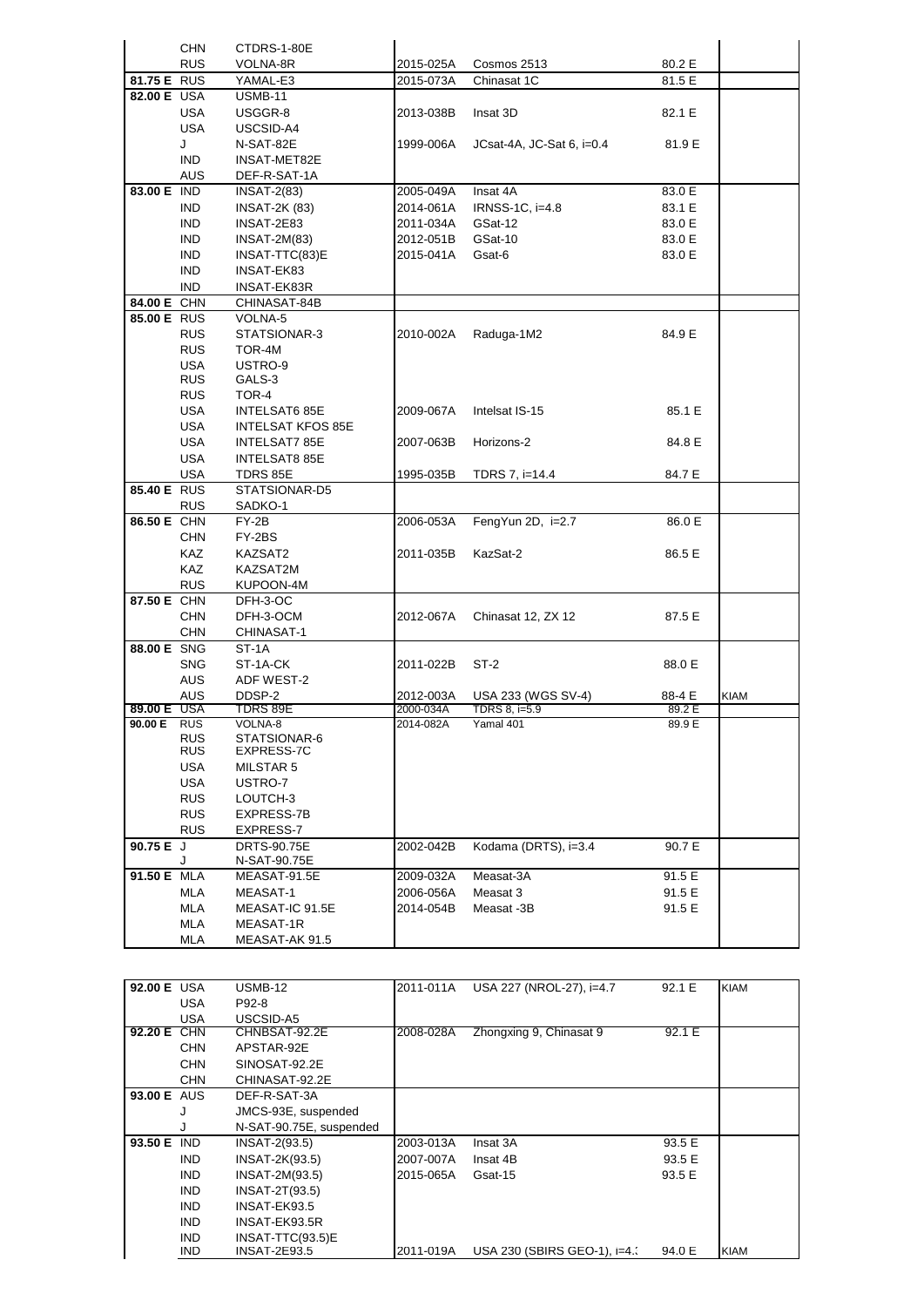| | | | | | | |
|---|---|---|---|---|---|---|
| | CHN | CTDRS-1-80E | | | | |
| | RUS | VOLNA-8R | 2015-025A | Cosmos 2513 | 80.2 E | |
| 81.75 E | RUS | YAMAL-E3 | 2015-073A | Chinasat 1C | 81.5 E | |
| 82.00 E | USA | USMB-11 | | | | |
| | USA | USGGR-8 | 2013-038B | Insat 3D | 82.1 E | |
| | USA | USCSID-A4 | | | | |
| | J | N-SAT-82E | 1999-006A | JCsat-4A, JC-Sat 6, i=0.4 | 81.9 E | |
| | IND | INSAT-MET82E | | | | |
| | AUS | DEF-R-SAT-1A | | | | |
| 83.00 E | IND | INSAT-2(83) | 2005-049A | Insat 4A | 83.0 E | |
| | IND | INSAT-2K (83) | 2014-061A | IRNSS-1C, i=4.8 | 83.1 E | |
| | IND | INSAT-2E83 | 2011-034A | GSat-12 | 83.0 E | |
| | IND | INSAT-2M(83) | 2012-051B | GSat-10 | 83.0 E | |
| | IND | INSAT-TTC(83)E | 2015-041A | Gsat-6 | 83.0 E | |
| | IND | INSAT-EK83 | | | | |
| | IND | INSAT-EK83R | | | | |
| 84.00 E | CHN | CHINASAT-84B | | | | |
| 85.00 E | RUS | VOLNA-5 | | | | |
| | RUS | STATSIONAR-3 | 2010-002A | Raduga-1M2 | 84.9 E | |
| | RUS | TOR-4M | | | | |
| | USA | USTRO-9 | | | | |
| | RUS | GALS-3 | | | | |
| | RUS | TOR-4 | | | | |
| | USA | INTELSAT6 85E | 2009-067A | Intelsat IS-15 | 85.1 E | |
| | USA | INTELSAT KFOS 85E | | | | |
| | USA | INTELSAT7 85E | 2007-063B | Horizons-2 | 84.8 E | |
| | USA | INTELSAT8 85E | | | | |
| | USA | TDRS 85E | 1995-035B | TDRS 7, i=14.4 | 84.7 E | |
| 85.40 E | RUS | STATSIONAR-D5 | | | | |
| | RUS | SADKO-1 | | | | |
| 86.50 E | CHN | FY-2B | 2006-053A | FengYun 2D, i=2.7 | 86.0 E | |
| | CHN | FY-2BS | | | | |
| | KAZ | KAZSAT2 | 2011-035B | KazSat-2 | 86.5 E | |
| | KAZ | KAZSAT2M | | | | |
| | RUS | KUPOON-4M | | | | |
| 87.50 E | CHN | DFH-3-OC | | | | |
| | CHN | DFH-3-OCM | 2012-067A | Chinasat 12, ZX 12 | 87.5 E | |
| | CHN | CHINASAT-1 | | | | |
| 88.00 E | SNG | ST-1A | | | | |
| | SNG | ST-1A-CK | 2011-022B | ST-2 | 88.0 E | |
| | AUS | ADF WEST-2 | | | | |
| | AUS | DDSP-2 | 2012-003A | USA 233 (WGS SV-4) | 88-4 E | KIAM |
| 89.00 E | USA | TDRS 89E | 2000-034A | TDRS 8, i=5.9 | 89.2 E | |
| 90.00 E | RUS | VOLNA-8 | 2014-082A | Yamal 401 | 89.9 E | |
| | RUS | STATSIONAR-6 | | | | |
| | RUS | EXPRESS-7C | | | | |
| | USA | MILSTAR 5 | | | | |
| | USA | USTRO-7 | | | | |
| | RUS | LOUTCH-3 | | | | |
| | RUS | EXPRESS-7B | | | | |
| | RUS | EXPRESS-7 | | | | |
| 90.75 E | J | DRTS-90.75E | 2002-042B | Kodama (DRTS), i=3.4 | 90.7 E | |
| | J | N-SAT-90.75E | | | | |
| 91.50 E | MLA | MEASAT-91.5E | 2009-032A | Measat-3A | 91.5 E | |
| | MLA | MEASAT-1 | 2006-056A | Measat 3 | 91.5 E | |
| | MLA | MEASAT-IC 91.5E | 2014-054B | Measat -3B | 91.5 E | |
| | MLA | MEASAT-1R | | | | |
| | MLA | MEASAT-AK 91.5 | | | | |

| | | | | | | |
|---|---|---|---|---|---|---|
| 92.00 E | USA | USMB-12 | 2011-011A | USA 227 (NROL-27), i=4.7 | 92.1 E | KIAM |
| | USA | P92-8 | | | | |
| | USA | USCSID-A5 | | | | |
| 92.20 E | CHN | CHNBSAT-92.2E | 2008-028A | Zhongxing 9, Chinasat 9 | 92.1 E | |
| | CHN | APSTAR-92E | | | | |
| | CHN | SINOSAT-92.2E | | | | |
| | CHN | CHINASAT-92.2E | | | | |
| 93.00 E | AUS | DEF-R-SAT-3A | | | | |
| | J | JMCS-93E, suspended | | | | |
| | J | N-SAT-90.75E, suspended | | | | |
| 93.50 E | IND | INSAT-2(93.5) | 2003-013A | Insat 3A | 93.5 E | |
| | IND | INSAT-2K(93.5) | 2007-007A | Insat 4B | 93.5 E | |
| | IND | INSAT-2M(93.5) | 2015-065A | Gsat-15 | 93.5 E | |
| | IND | INSAT-2T(93.5) | | | | |
| | IND | INSAT-EK93.5 | | | | |
| | IND | INSAT-EK93.5R | | | | |
| | IND | INSAT-TTC(93.5)E | | | | |
| | IND | INSAT-2E93.5 | 2011-019A | USA 230 (SBIRS GEO-1), i=4. | 94.0 E | KIAM |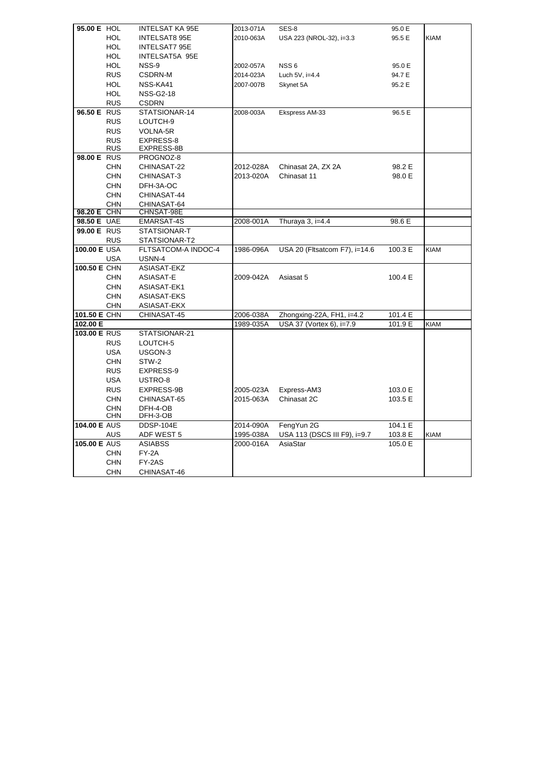| | | | | | | |
|---|---|---|---|---|---|---|
| **95.00 E** | HOL | INTELSAT KA 95E | 2013-071A | SES-8 | 95.0 E | |
| | HOL | INTELSAT8 95E | 2010-063A | USA 223 (NROL-32), i=3.3 | 95.5 E | KIAM |
| | HOL | INTELSAT7 95E | | | | |
| | HOL | INTELSAT5A 95E | | | | |
| | HOL | NSS-9 | 2002-057A | NSS 6 | 95.0 E | |
| | RUS | CSDRN-M | 2014-023A | Luch 5V, i=4.4 | 94.7 E | |
| | HOL | NSS-KA41 | 2007-007B | Skynet 5A | 95.2 E | |
| | HOL | NSS-G2-18 | | | | |
| | RUS | CSDRN | | | | |
| **96.50 E** | RUS | STATSIONAR-14 | 2008-003A | Ekspress AM-33 | 96.5 E | |
| | RUS | LOUTCH-9 | | | | |
| | RUS | VOLNA-5R | | | | |
| | RUS | EXPRESS-8 | | | | |
| | RUS | EXPRESS-8B | | | | |
| **98.00 E** | RUS | PROGNOZ-8 | | | | |
| | CHN | CHINASAT-22 | 2012-028A | Chinasat 2A, ZX 2A | 98.2 E | |
| | CHN | CHINASAT-3 | 2013-020A | Chinasat 11 | 98.0 E | |
| | CHN | DFH-3A-OC | | | | |
| | CHN | CHINASAT-44 | | | | |
| | CHN | CHINASAT-64 | | | | |
| **98.20 E** | CHN | CHNSAT-98E | | | | |
| **98.50 E** | UAE | EMARSAT-4S | 2008-001A | Thuraya 3, i=4.4 | 98.6 E | |
| **99.00 E** | RUS | STATSIONAR-T | | | | |
| | RUS | STATSIONAR-T2 | | | | |
| **100.00 E** | USA | FLTSATCOM-A INDOC-4 | 1986-096A | USA 20 (Fltsatcom F7), i=14.6 | 100.3 E | KIAM |
| | USA | USNN-4 | | | | |
| **100.50 E** | CHN | ASIASAT-EKZ | | | | |
| | CHN | ASIASAT-E | 2009-042A | Asiasat 5 | 100.4 E | |
| | CHN | ASIASAT-EK1 | | | | |
| | CHN | ASIASAT-EKS | | | | |
| | CHN | ASIASAT-EKX | | | | |
| **101.50 E** | CHN | CHINASAT-45 | 2006-038A | Zhongxing-22A, FH1, i=4.2 | 101.4 E | |
| **102.00 E** | | | 1989-035A | USA 37 (Vortex 6), i=7.9 | 101.9 E | KIAM |
| **103.00 E** | RUS | STATSIONAR-21 | | | | |
| | RUS | LOUTCH-5 | | | | |
| | USA | USGON-3 | | | | |
| | CHN | STW-2 | | | | |
| | RUS | EXPRESS-9 | | | | |
| | USA | USTRO-8 | | | | |
| | RUS | EXPRESS-9B | 2005-023A | Express-AM3 | 103.0 E | |
| | CHN | CHINASAT-65 | 2015-063A | Chinasat 2C | 103.5 E | |
| | CHN | DFH-4-OB | | | | |
| | CHN | DFH-3-OB | | | | |
| **104.00 E** | AUS | DDSP-104E | 2014-090A | FengYun 2G | 104.1 E | |
| | AUS | ADF WEST 5 | 1995-038A | USA 113 (DSCS III F9), i=9.7 | 103.8 E | KIAM |
| **105.00 E** | AUS | ASIABSS | 2000-016A | AsiaStar | 105.0 E | |
| | CHN | FY-2A | | | | |
| | CHN | FY-2AS | | | | |
| | CHN | CHINASAT-46 | | | | |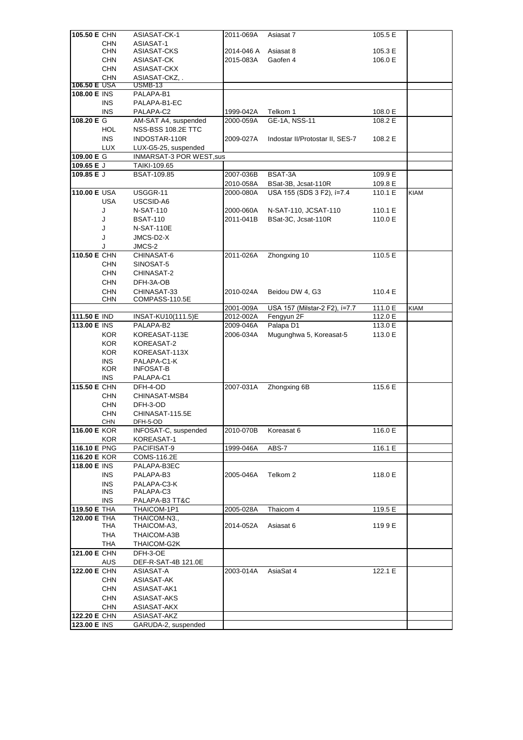| | | | | | | |
|---|---|---|---|---|---|---|
| **105.50 E** | CHN | ASIASAT-CK-1 | 2011-069A | Asiasat 7 | 105.5 E | |
| | CHN | ASIASAT-1 | | | | |
| | CHN | ASIASAT-CKS | 2014-046 A | Asiasat 8 | 105.3 E | |
| | CHN | ASIASAT-CK | 2015-083A | Gaofen 4 | 106.0 E | |
| | CHN | ASIASAT-CKX | | | | |
| | CHN | ASIASAT-CKZ, . | | | | |
| **106.50 E** | USA | USMB-13 | | | | |
| **108.00 E** | INS | PALAPA-B1 | | | | |
| | INS | PALAPA-B1-EC | | | | |
| | INS | PALAPA-C2 | 1999-042A | Telkom 1 | 108.0 E | |
| **108.20 E** | G | AM-SAT A4, suspended | 2000-059A | GE-1A, NSS-11 | 108.2 E | |
| | HOL | NSS-BSS 108.2E TTC | | | | |
| | INS | INDOSTAR-110R | 2009-027A | Indostar II/Protostar II, SES-7 | 108.2 E | |
| | LUX | LUX-G5-25, suspended | | | | |
| **109.00 E** | G | INMARSAT-3 POR WEST,sus | | | | |
| **109.65 E** | J | TAIKI-109.65 | | | | |
| **109.85 E** | J | BSAT-109.85 | 2007-036B | BSAT-3A | 109.9 E | |
| | | | 2010-058A | BSat-3B, Jcsat-110R | 109.8 E | |
| **110.00 E** | USA | USGGR-11 | 2000-080A | USA 155 (SDS 3 F2), í=7.4 | 110.1 E | KIAM |
| | USA | USCSID-A6 | | | | |
| | J | N-SAT-110 | 2000-060A | N-SAT-110, JCSAT-110 | 110.1 E | |
| | J | BSAT-110 | 2011-041B | BSat-3C, Jcsat-110R | 110.0 E | |
| | J | N-SAT-110E | | | | |
| | J | JMCS-D2-X | | | | |
| | J | JMCS-2 | | | | |
| **110.50 E** | CHN | CHINASAT-6 | 2011-026A | Zhongxing 10 | 110.5 E | |
| | CHN | SINOSAT-5 | | | | |
| | CHN | CHINASAT-2 | | | | |
| | CHN | DFH-3A-OB | | | | |
| | CHN | CHINASAT-33 | 2010-024A | Beidou DW 4, G3 | 110.4 E | |
| | CHN | COMPASS-110.5E | | | | |
| | | | 2001-009A | USA 157 (Milstar-2 F2), í=7.7 | 111.0 E | KIAM |
| **111.50 E** | IND | INSAT-KU10(111.5)E | 2012-002A | Fengyun 2F | 112.0 E | |
| **113.00 E** | INS | PALAPA-B2 | 2009-046A | Palapa D1 | 113.0 E | |
| | KOR | KOREASAT-113E | 2006-034A | Mugunghwa 5, Koreasat-5 | 113.0 E | |
| | KOR | KOREASAT-2 | | | | |
| | KOR | KOREASAT-113X | | | | |
| | INS | PALAPA-C1-K | | | | |
| | KOR | INFOSAT-B | | | | |
| | INS | PALAPA-C1 | | | | |
| **115.50 E** | CHN | DFH-4-OD | 2007-031A | Zhongxing 6B | 115.6 E | |
| | CHN | CHINASAT-MSB4 | | | | |
| | CHN | DFH-3-OD | | | | |
| | CHN | CHINASAT-115.5E | | | | |
| | CHN | DFH-5-OD | | | | |
| **116.00 E** | KOR | INFOSAT-C, suspended | 2010-070B | Koreasat 6 | 116.0 E | |
| | KOR | KOREASAT-1 | | | | |
| **116.10 E** | PNG | PACIFISAT-9 | 1999-046A | ABS-7 | 116.1 E | |
| **116.20 E** | KOR | COMS-116.2E | | | | |
| **118.00 E** | INS | PALAPA-B3EC | | | | |
| | INS | PALAPA-B3 | 2005-046A | Telkom 2 | 118.0 E | |
| | INS | PALAPA-C3-K | | | | |
| | INS | PALAPA-C3 | | | | |
| | INS | PALAPA-B3 TT&C | | | | |
| **119.50 E** | THA | THAICOM-1P1 | 2005-028A | Thaicom 4 | 119.5 E | |
| **120.00 E** | THA | THAICOM-N3., | | | | |
| | THA | THAICOM-A3, | 2014-052A | Asiasat 6 | 119 9 E | |
| | THA | THAICOM-A3B | | | | |
| | THA | THAICOM-G2K | | | | |
| **121.00 E** | CHN | DFH-3-OE | | | | |
| | AUS | DEF-R-SAT-4B 121.0E | | | | |
| **122.00 E** | CHN | ASIASAT-A | 2003-014A | AsiaSat 4 | 122.1 E | |
| | CHN | ASIASAT-AK | | | | |
| | CHN | ASIASAT-AK1 | | | | |
| | CHN | ASIASAT-AKS | | | | |
| | CHN | ASIASAT-AKX | | | | |
| **122.20 E** | CHN | ASIASAT-AKZ | | | | |
| **123.00 E** | INS | GARUDA-2, suspended | | | | |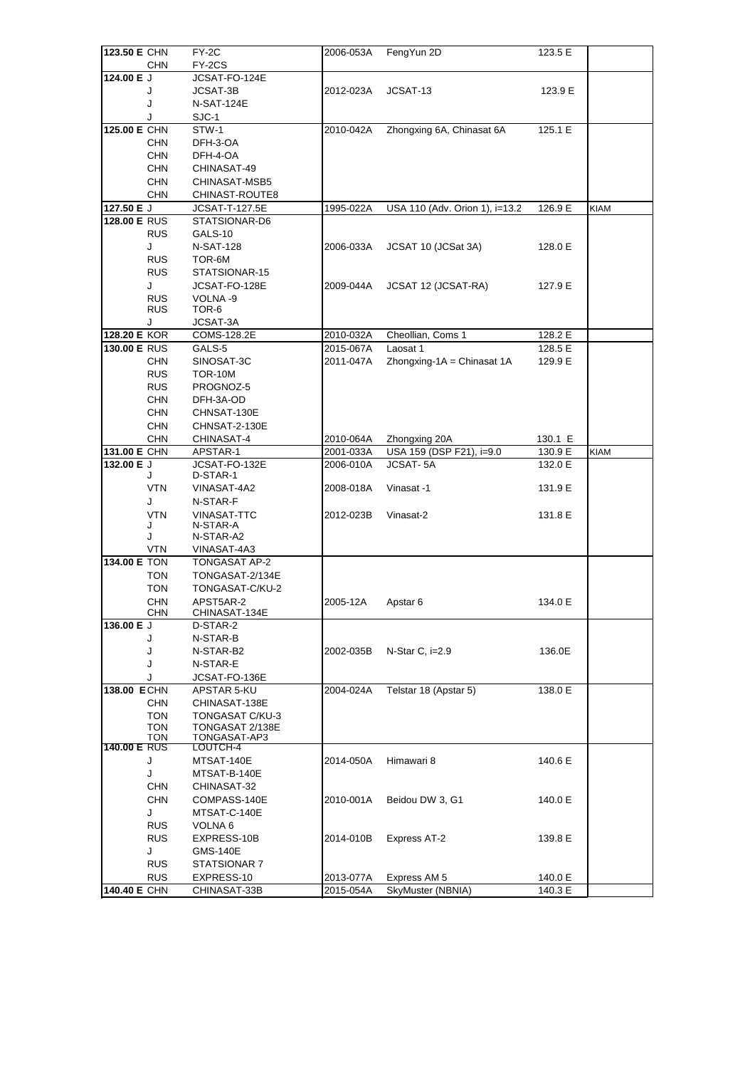| | | | | | | |
|---|---|---|---|---|---|---|
| **123.50 E** | CHN | FY-2C | 2006-053A | FengYun 2D | 123.5 E | |
| | CHN | FY-2CS | | | | |
| **124.00 E** | J | JCSAT-FO-124E | | | | |
| | J | JCSAT-3B | 2012-023A | JCSAT-13 | 123.9 E | |
| | J | N-SAT-124E | | | | |
| | J | SJC-1 | | | | |
| **125.00 E** | CHN | STW-1 | 2010-042A | Zhongxing 6A, Chinasat 6A | 125.1 E | |
| | CHN | DFH-3-OA | | | | |
| | CHN | DFH-4-OA | | | | |
| | CHN | CHINASAT-49 | | | | |
| | CHN | CHINASAT-MSB5 | | | | |
| | CHN | CHINAST-ROUTE8 | | | | |
| **127.50 E** | J | JCSAT-T-127.5E | 1995-022A | USA 110 (Adv. Orion 1), i=13.2 | 126.9 E | KIAM |
| **128.00 E** | RUS | STATSIONAR-D6 | | | | |
| | RUS | GALS-10 | | | | |
| | J | N-SAT-128 | 2006-033A | JCSAT 10 (JCSat 3A) | 128.0 E | |
| | RUS | TOR-6M | | | | |
| | RUS | STATSIONAR-15 | | | | |
| | J | JCSAT-FO-128E | 2009-044A | JCSAT 12 (JCSAT-RA) | 127.9 E | |
| | RUS | VOLNA -9 | | | | |
| | RUS | TOR-6 | | | | |
| | J | JCSAT-3A | | | | |
| **128.20 E** | KOR | COMS-128.2E | 2010-032A | Cheollian, Coms 1 | 128.2 E | |
| **130.00 E** | RUS | GALS-5 | 2015-067A | Laosat 1 | 128.5 E | |
| | CHN | SINOSAT-3C | 2011-047A | Zhongxing-1A = Chinasat 1A | 129.9 E | |
| | RUS | TOR-10M | | | | |
| | RUS | PROGNOZ-5 | | | | |
| | CHN | DFH-3A-OD | | | | |
| | CHN | CHNSAT-130E | | | | |
| | CHN | CHNSAT-2-130E | | | | |
| | CHN | CHINASAT-4 | 2010-064A | Zhongxing 20A | 130.1 E | |
| **131.00 E** | CHN | APSTAR-1 | 2001-033A | USA 159 (DSP F21), i=9.0 | 130.9 E | KIAM |
| **132.00 E** | J | JCSAT-FO-132E | 2006-010A | JCSAT- 5A | 132.0 E | |
| | J | D-STAR-1 | | | | |
| | VTN | VINASAT-4A2 | 2008-018A | Vinasat -1 | 131.9 E | |
| | J | N-STAR-F | | | | |
| | VTN | VINASAT-TTC | 2012-023B | Vinasat-2 | 131.8 E | |
| | J | N-STAR-A | | | | |
| | J | N-STAR-A2 | | | | |
| | VTN | VINASAT-4A3 | | | | |
| **134.00 E** | TON | TONGASAT AP-2 | | | | |
| | TON | TONGASAT-2/134E | | | | |
| | TON | TONGASAT-C/KU-2 | | | | |
| | CHN | APST5AR-2 | 2005-12A | Apstar 6 | 134.0 E | |
| | CHN | CHINASAT-134E | | | | |
| **136.00 E** | J | D-STAR-2 | | | | |
| | J | N-STAR-B | | | | |
| | J | N-STAR-B2 | 2002-035B | N-Star C, i=2.9 | 136.0E | |
| | J | N-STAR-E | | | | |
| | J | JCSAT-FO-136E | | | | |
| **138.00 E** | CHN | APSTAR 5-KU | 2004-024A | Telstar 18 (Apstar 5) | 138.0 E | |
| | CHN | CHINASAT-138E | | | | |
| | TON | TONGASAT C/KU-3 | | | | |
| | TON | TONGASAT 2/138E | | | | |
| | TON | TONGASAT-AP3 | | | | |
| **140.00 E** | RUS | LOUTCH-4 | | | | |
| | J | MTSAT-140E | 2014-050A | Himawari 8 | 140.6 E | |
| | J | MTSAT-B-140E | | | | |
| | CHN | CHINASAT-32 | | | | |
| | CHN | COMPASS-140E | 2010-001A | Beidou DW 3, G1 | 140.0 E | |
| | J | MTSAT-C-140E | | | | |
| | RUS | VOLNA 6 | | | | |
| | RUS | EXPRESS-10B | 2014-010B | Express AT-2 | 139.8 E | |
| | J | GMS-140E | | | | |
| | RUS | STATSIONAR 7 | | | | |
| | RUS | EXPRESS-10 | 2013-077A | Express AM 5 | 140.0 E | |
| **140.40 E** | CHN | CHINASAT-33B | 2015-054A | SkyMuster (NBNIA) | 140.3 E | |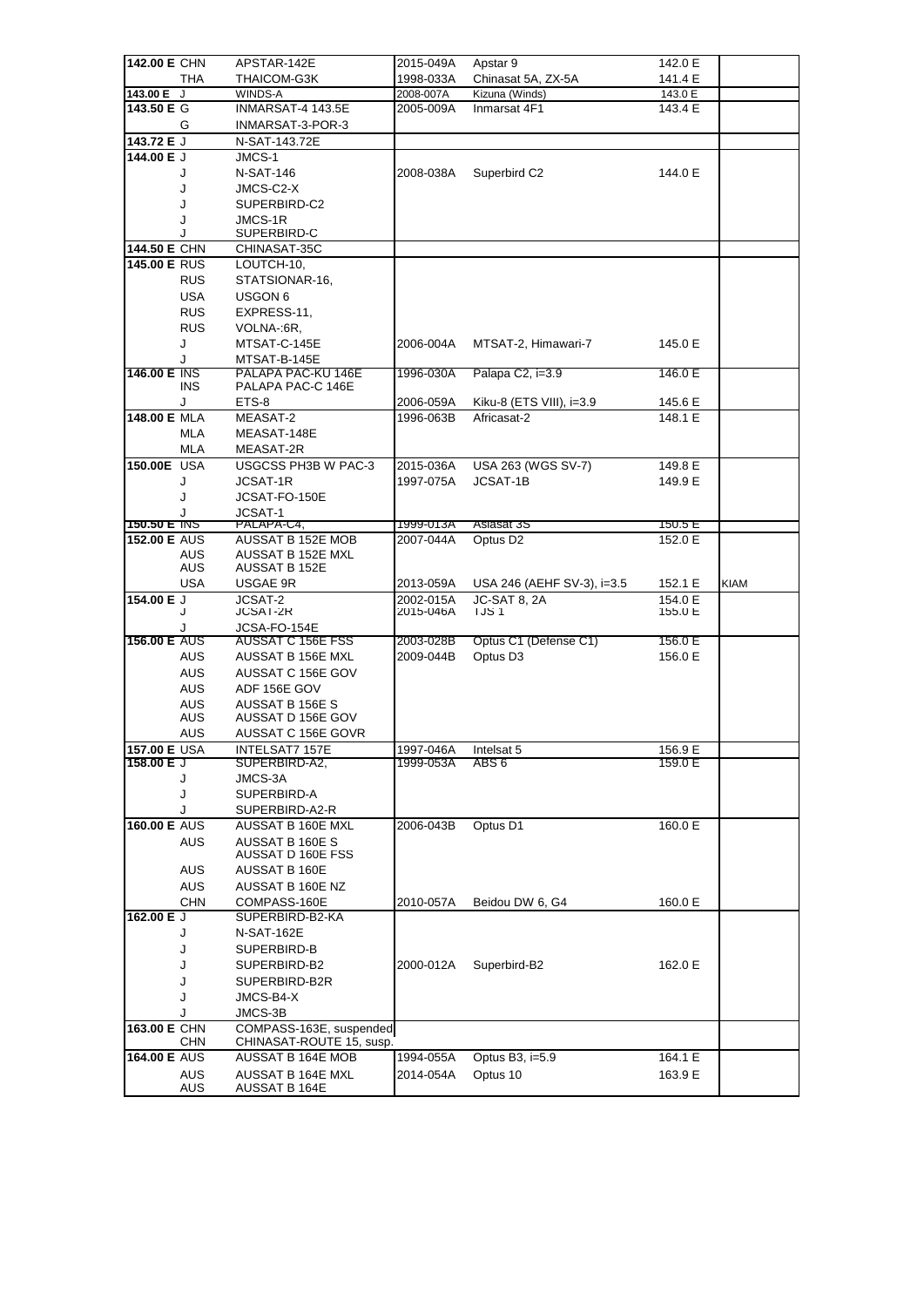| | | | | | | |
|---|---|---|---|---|---|---|
| **142.00 E** | CHN | APSTAR-142E | 2015-049A | Apstar 9 | 142.0 E | |
| | THA | THAICOM-G3K | 1998-033A | Chinasat 5A, ZX-5A | 141.4 E | |
| **143.00 E** | J | WINDS-A | 2008-007A | Kizuna (Winds) | 143.0 E | |
| **143.50 E** | G | INMARSAT-4 143.5E | 2005-009A | Inmarsat 4F1 | 143.4 E | |
| | G | INMARSAT-3-POR-3 | | | | |
| **143.72 E** | J | N-SAT-143.72E | | | | |
| **144.00 E** | J | JMCS-1 | | | | |
| | J | N-SAT-146 | 2008-038A | Superbird C2 | 144.0 E | |
| | J | JMCS-C2-X | | | | |
| | J | SUPERBIRD-C2 | | | | |
| | J | JMCS-1R | | | | |
| | J | SUPERBIRD-C | | | | |
| **144.50 E** | CHN | CHINASAT-35C | | | | |
| **145.00 E** | RUS | LOUTCH-10, | | | | |
| | RUS | STATSIONAR-16, | | | | |
| | USA | USGON 6 | | | | |
| | RUS | EXPRESS-11, | | | | |
| | RUS | VOLNA-:6R, | | | | |
| | J | MTSAT-C-145E | 2006-004A | MTSAT-2, Himawari-7 | 145.0 E | |
| | J | MTSAT-B-145E | | | | |
| **146.00 E** | INS | PALAPA PAC-KU 146E | 1996-030A | Palapa C2, i=3.9 | 146.0 E | |
| | INS | PALAPA PAC-C 146E | | | | |
| | J | ETS-8 | 2006-059A | Kiku-8 (ETS VIII), i=3.9 | 145.6 E | |
| **148.00 E** | MLA | MEASAT-2 | 1996-063B | Africasat-2 | 148.1 E | |
| | MLA | MEASAT-148E | | | | |
| | MLA | MEASAT-2R | | | | |
| **150.00E** | USA | USGCSS PH3B W PAC-3 | 2015-036A | USA 263 (WGS SV-7) | 149.8 E | |
| | J | JCSAT-1R | 1997-075A | JCSAT-1B | 149.9 E | |
| | J | JCSAT-FO-150E | | | | |
| | J | JCSAT-1 | | | | |
| **150.50 E** | INS | PALAPA-C4, | 1999-013A | Asiasat 3S | 150.5 E | |
| **152.00 E** | AUS | AUSSAT B 152E MOB | 2007-044A | Optus D2 | 152.0 E | |
| | AUS | AUSSAT B 152E MXL | | | | |
| | AUS | AUSSAT B 152E | | | | |
| | USA | USGAE 9R | 2013-059A | USA 246 (AEHF SV-3), i=3.5 | 152.1 E | KIAM |
| **154.00 E** | J | JCSAT-2 | 2002-015A | JC-SAT 8, 2A | 154.0 E | |
| | J | JCSAT-2R | 2015-046A | TJS 1 | 155.0 E | |
| | J | JCSA-FO-154E | | | | |
| **156.00 E** | AUS | AUSSAT C 156E FSS | 2003-028B | Optus C1 (Defense C1) | 156.0 E | |
| | AUS | AUSSAT B 156E MXL | 2009-044B | Optus D3 | 156.0 E | |
| | AUS | AUSSAT C 156E GOV | | | | |
| | AUS | ADF 156E GOV | | | | |
| | AUS | AUSSAT B 156E S | | | | |
| | AUS | AUSSAT D 156E GOV | | | | |
| | AUS | AUSSAT C 156E GOVR | | | | |
| **157.00 E** | USA | INTELSAT7 157E | 1997-046A | Intelsat 5 | 156.9 E | |
| **158.00 E** | J | SUPERBIRD-A2, | 1999-053A | ABS 6 | 159.0 E | |
| | J | JMCS-3A | | | | |
| | J | SUPERBIRD-A | | | | |
| | J | SUPERBIRD-A2-R | | | | |
| **160.00 E** | AUS | AUSSAT B 160E MXL | 2006-043B | Optus D1 | 160.0 E | |
| | AUS | AUSSAT B 160E S | | | | |
| | | AUSSAT D 160E FSS | | | | |
| | AUS | AUSSAT B 160E | | | | |
| | AUS | AUSSAT B 160E NZ | | | | |
| | CHN | COMPASS-160E | 2010-057A | Beidou DW 6, G4 | 160.0 E | |
| **162.00 E** | J | SUPERBIRD-B2-KA | | | | |
| | J | N-SAT-162E | | | | |
| | J | SUPERBIRD-B | | | | |
| | J | SUPERBIRD-B2 | 2000-012A | Superbird-B2 | 162.0 E | |
| | J | SUPERBIRD-B2R | | | | |
| | J | JMCS-B4-X | | | | |
| | J | JMCS-3B | | | | |
| **163.00 E** | CHN | COMPASS-163E, suspended | | | | |
| | CHN | CHINASAT-ROUTE 15, susp. | | | | |
| **164.00 E** | AUS | AUSSAT B 164E MOB | 1994-055A | Optus B3, i=5.9 | 164.1 E | |
| | AUS | AUSSAT B 164E MXL | 2014-054A | Optus 10 | 163.9 E | |
| | AUS | AUSSAT B 164E | | | | |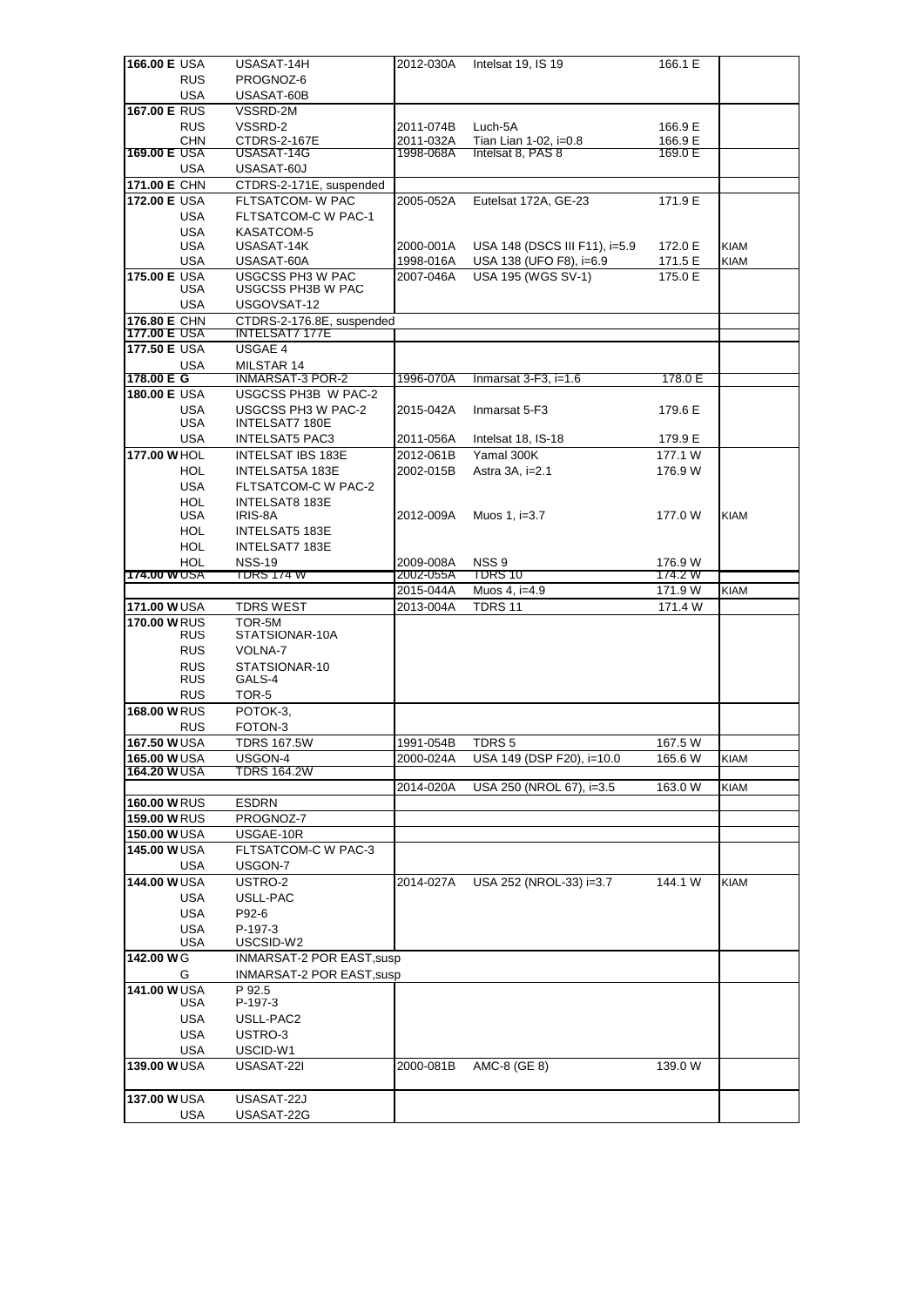| | | | | | | |
|---|---|---|---|---|---|---|
| **166.00 E** | USA | USASAT-14H | 2012-030A | Intelsat 19, IS 19 | 166.1 E | |
| | RUS | PROGNOZ-6 | | | | |
| | USA | USASAT-60B | | | | |
| **167.00 E** | RUS | VSSRD-2M | | | | |
| | RUS | VSSRD-2 | 2011-074B | Luch-5A | 166.9 E | |
| | CHN | CTDRS-2-167E | 2011-032A | Tian Lian 1-02, i=0.8 | 166.9 E | |
| **169.00 E** | USA | USASAT-14G | 1998-068A | Intelsat 8, PAS 8 | 169.0 E | |
| | USA | USASAT-60J | | | | |
| **171.00 E** | CHN | CTDRS-2-171E, suspended | | | | |
| **172.00 E** | USA | FLTSATCOM- W PAC | 2005-052A | Eutelsat 172A, GE-23 | 171.9 E | |
| | USA | FLTSATCOM-C W PAC-1 | | | | |
| | USA | KASATCOM-5 | | | | |
| | USA | USASAT-14K | 2000-001A | USA 148 (DSCS III F11), i=5.9 | 172.0 E | KIAM |
| | USA | USASAT-60A | 1998-016A | USA 138 (UFO F8), i=6.9 | 171.5 E | KIAM |
| **175.00 E** | USA | USGCSS PH3 W PAC | 2007-046A | USA 195 (WGS SV-1) | 175.0 E | |
| | USA | USGCSS PH3B W PAC | | | | |
| | USA | USGOVSAT-12 | | | | |
| **176.80 E** | CHN | CTDRS-2-176.8E, suspended | | | | |
| **177.00 E** | USA | INTELSAT7 177E | | | | |
| **177.50 E** | USA | USGAE 4 | | | | |
| | USA | MILSTAR 14 | | | | |
| **178.00 E** | G | INMARSAT-3 POR-2 | 1996-070A | Inmarsat 3-F3, i=1.6 | 178.0 E | |
| **180.00 E** | USA | USGCSS PH3B W PAC-2 | | | | |
| | USA | USGCSS PH3 W PAC-2 | 2015-042A | Inmarsat 5-F3 | 179.6 E | |
| | USA | INTELSAT7 180E | | | | |
| | USA | INTELSAT5 PAC3 | 2011-056A | Intelsat 18, IS-18 | 179.9 E | |
| **177.00 W** | HOL | INTELSAT IBS 183E | 2012-061B | Yamal 300K | 177.1 W | |
| | HOL | INTELSAT5A 183E | 2002-015B | Astra 3A, i=2.1 | 176.9 W | |
| | USA | FLTSATCOM-C W PAC-2 | | | | |
| | HOL | INTELSAT8 183E | | | | |
| | USA | IRIS-8A | 2012-009A | Muos 1, i=3.7 | 177.0 W | KIAM |
| | HOL | INTELSAT5 183E | | | | |
| | HOL | INTELSAT7 183E | | | | |
| | HOL | NSS-19 | 2009-008A | NSS 9 | 176.9 W | |
| **174.00 W** | USA | TDRS 174 W | 2002-055A | TDRS 10 | 174.2 W | |
| | | | 2015-044A | Muos 4, i=4.9 | 171.9 W | KIAM |
| **171.00 W** | USA | TDRS WEST | 2013-004A | TDRS 11 | 171.4 W | |
| **170.00 W** | RUS | TOR-5M | | | | |
| | RUS | STATSIONAR-10A | | | | |
| | RUS | VOLNA-7 | | | | |
| | RUS | STATSIONAR-10 | | | | |
| | RUS | GALS-4 | | | | |
| | RUS | TOR-5 | | | | |
| **168.00 W** | RUS | POTOK-3, | | | | |
| | RUS | FOTON-3 | | | | |
| **167.50 W** | USA | TDRS 167.5W | 1991-054B | TDRS 5 | 167.5 W | |
| **165.00 W** | USA | USGON-4 | 2000-024A | USA 149 (DSP F20), i=10.0 | 165.6 W | KIAM |
| **164.20 W** | USA | TDRS 164.2W | | | | |
| | | | 2014-020A | USA 250 (NROL 67), i=3.5 | 163.0 W | KIAM |
| **160.00 W** | RUS | ESDRN | | | | |
| **159.00 W** | RUS | PROGNOZ-7 | | | | |
| **150.00 W** | USA | USGAE-10R | | | | |
| **145.00 W** | USA | FLTSATCOM-C W PAC-3 | | | | |
| | USA | USGON-7 | | | | |
| **144.00 W** | USA | USTRO-2 | 2014-027A | USA 252 (NROL-33) i=3.7 | 144.1 W | KIAM |
| | USA | USLL-PAC | | | | |
| | USA | P92-6 | | | | |
| | USA | P-197-3 | | | | |
| | USA | USCSID-W2 | | | | |
| **142.00 W** | G | INMARSAT-2 POR EAST,susp | | | | |
| | G | INMARSAT-2 POR EAST,susp | | | | |
| **141.00 W** | USA | P 92.5 | | | | |
| | USA | P-197-3 | | | | |
| | USA | USLL-PAC2 | | | | |
| | USA | USTRO-3 | | | | |
| | USA | USCID-W1 | | | | |
| **139.00 W** | USA | USASAT-22I | 2000-081B | AMC-8 (GE 8) | 139.0 W | |
| **137.00 W** | USA | USASAT-22J | | | | |
| | USA | USASAT-22G | | | | |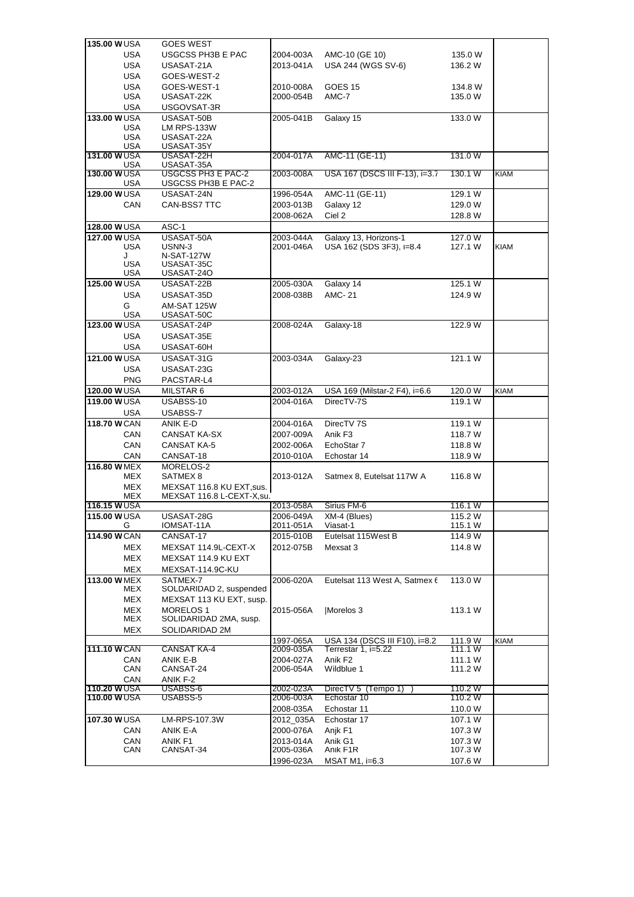| | | | | | | |
|---|---|---|---|---|---|---|
| **135.00 W** | USA | GOES WEST | | | | |
| | USA | USGCSS PH3B E PAC | 2004-003A | AMC-10 (GE 10) | 135.0 W | |
| | USA | USASAT-21A | 2013-041A | USA 244 (WGS SV-6) | 136.2 W | |
| | USA | GOES-WEST-2 | | | | |
| | USA | GOES-WEST-1 | 2010-008A | GOES 15 | 134.8 W | |
| | USA | USASAT-22K | 2000-054B | AMC-7 | 135.0 W | |
| | USA | USGOVSAT-3R | | | | |
| **133.00 W** | USA | USASAT-50B | 2005-041B | Galaxy 15 | 133.0 W | |
| | USA | LM RPS-133W | | | | |
| | USA | USASAT-22A | | | | |
| | USA | USASAT-35Y | | | | |
| **131.00 W** | USA | USASAT-22H | 2004-017A | AMC-11 (GE-11) | 131.0 W | |
| | USA | USASAT-35A | | | | |
| **130.00 W** | USA | USGCSS PH3 E PAC-2 | 2003-008A | USA 167 (DSCS III F-13), i=3.7 | 130.1 W | KIAM |
| | USA | USGCSS PH3B E PAC-2 | | | | |
| **129.00 W** | USA | USASAT-24N | 1996-054A | AMC-11 (GE-11) | 129.1 W | |
| | CAN | CAN-BSS7 TTC | 2003-013B | Galaxy 12 | 129.0 W | |
| | | | 2008-062A | Ciel 2 | 128.8 W | |
| **128.00 W** | USA | ASC-1 | | | | |
| **127.00 W** | USA | USASAT-50A | 2003-044A | Galaxy 13, Horizons-1 | 127.0 W | |
| | USA | USNN-3 | 2001-046A | USA 162 (SDS 3F3), i=8.4 | 127.1 W | KIAM |
| | J | N-SAT-127W | | | | |
| | USA | USASAT-35C | | | | |
| | USA | USASAT-24O | | | | |
| **125.00 W** | USA | USASAT-22B | 2005-030A | Galaxy 14 | 125.1 W | |
| | USA | USASAT-35D | 2008-038B | AMC- 21 | 124.9 W | |
| | G | AM-SAT 125W | | | | |
| | USA | USASAT-50C | | | | |
| **123.00 W** | USA | USASAT-24P | 2008-024A | Galaxy-18 | 122.9 W | |
| | USA | USASAT-35E | | | | |
| | USA | USASAT-60H | | | | |
| **121.00 W** | USA | USASAT-31G | 2003-034A | Galaxy-23 | 121.1 W | |
| | USA | USASAT-23G | | | | |
| | PNG | PACSTAR-L4 | | | | |
| **120.00 W** | USA | MILSTAR 6 | 2003-012A | USA 169 (Milstar-2 F4), i=6.6 | 120.0 W | KIAM |
| **119.00 W** | USA | USABSS-10 | 2004-016A | DirecTV-7S | 119.1 W | |
| | USA | USABSS-7 | | | | |
| **118.70 W** | CAN | ANIK E-D | 2004-016A | DirecTV 7S | 119.1 W | |
| | CAN | CANSAT KA-SX | 2007-009A | Anik F3 | 118.7 W | |
| | CAN | CANSAT KA-5 | 2002-006A | EchoStar 7 | 118.8 W | |
| | CAN | CANSAT-18 | 2010-010A | Echostar 14 | 118.9 W | |
| **116.80 W** | MEX | MORELOS-2 | | | | |
| | MEX | SATMEX 8 | 2013-012A | Satmex 8, Eutelsat 117W A | 116.8 W | |
| | MEX | MEXSAT 116.8 KU EXT,sus. | | | | |
| | MEX | MEXSAT 116.8 L-CEXT-X,su. | | | | |
| **116.15 W** | USA | | 2013-058A | Sirius FM-6 | 116.1 W | |
| **115.00 W** | USA | USASAT-28G | 2006-049A | XM-4 (Blues) | 115.2 W | |
| | G | IOMSAT-11A | 2011-051A | Viasat-1 | 115.1 W | |
| **114.90 W** | CAN | CANSAT-17 | 2015-010B | Eutelsat 115West B | 114.9 W | |
| | MEX | MEXSAT 114.9L-CEXT-X | 2012-075B | Mexsat 3 | 114.8 W | |
| | MEX | MEXSAT 114.9 KU EXT | | | | |
| | MEX | MEXSAT-114.9C-KU | | | | |
| **113.00 W** | MEX | SATMEX-7 | 2006-020A | Eutelsat 113 West A, Satmex 6 | 113.0 W | |
| | MEX | SOLDARIDAD 2, suspended | | | | |
| | MEX | MEXSAT 113 KU EXT, susp. | | | | |
| | MEX | MORELOS 1 | 2015-056A | \|Morelos 3 | 113.1 W | |
| | MEX | SOLIDARIDAD 2MA, susp. | | | | |
| | MEX | SOLIDARIDAD 2M | | | | |
| | | | 1997-065A | USA 134 (DSCS III F10), i=8.2 | 111.9 W | KIAM |
| **111.10 W** | CAN | CANSAT KA-4 | 2009-035A | Terrestar 1, i=5.22 | 111.1 W | |
| | CAN | ANIK E-B | 2004-027A | Anik F2 | 111.1 W | |
| | CAN | CANSAT-24 | 2006-054A | Wildblue 1 | 111.2 W | |
| | CAN | ANIK F-2 | | | | |
| **110.20 W** | USA | USABSS-6 | 2002-023A | DirecTV 5 (Tempo 1) ) | 110.2 W | |
| **110.00 W** | USA | USABSS-5 | 2006-003A | Echostar 10 | 110.2 W | |
| | | | 2008-035A | Echostar 11 | 110.0 W | |
| **107.30 W** | USA | LM-RPS-107.3W | 2012_035A | Echostar 17 | 107.1 W | |
| | CAN | ANIK E-A | 2000-076A | Anjk F1 | 107.3 W | |
| | CAN | ANIK F1 | 2013-014A | Anik G1 | 107.3 W | |
| | CAN | CANSAT-34 | 2005-036A | Anik F1R | 107.3 W | |
| | | | 1996-023A | MSAT M1, i=6.3 | 107.6 W | |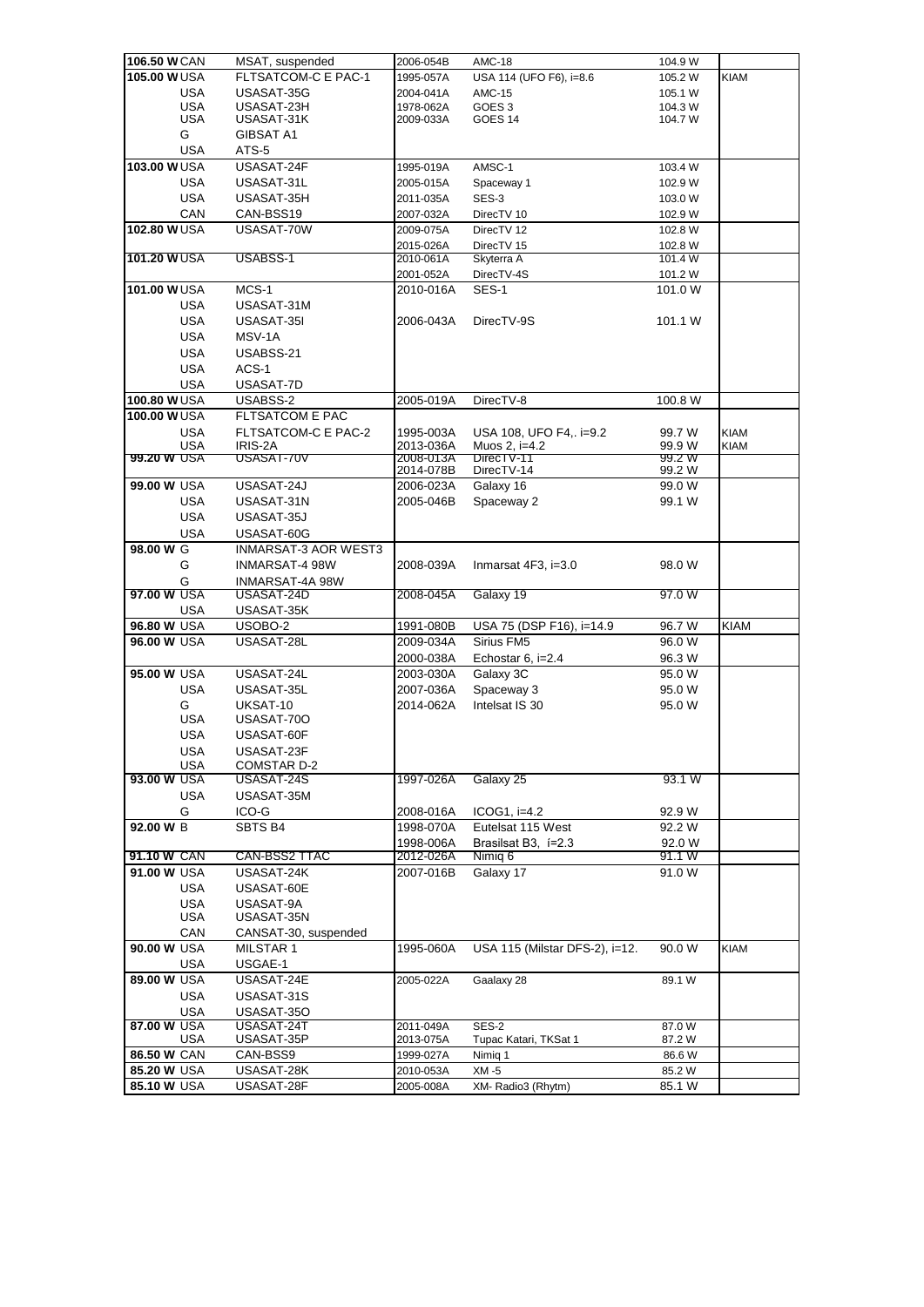| | | | | | | |
|---|---|---|---|---|---|---|
| **106.50 W** | CAN | MSAT, suspended | 2006-054B | AMC-18 | 104.9 W | |
| **105.00 W** | USA | FLTSATCOM-C E PAC-1 | 1995-057A | USA 114 (UFO F6), i=8.6 | 105.2 W | KIAM |
| | USA | USASAT-35G | 2004-041A | AMC-15 | 105.1 W | |
| | USA | USASAT-23H | 1978-062A | GOES 3 | 104.3 W | |
| | USA | USASAT-31K | 2009-033A | GOES 14 | 104.7 W | |
| | G | GIBSAT A1 | | | | |
| | USA | ATS-5 | | | | |
| **103.00 W** | USA | USASAT-24F | 1995-019A | AMSC-1 | 103.4 W | |
| | USA | USASAT-31L | 2005-015A | Spaceway 1 | 102.9 W | |
| | USA | USASAT-35H | 2011-035A | SES-3 | 103.0 W | |
| | CAN | CAN-BSS19 | 2007-032A | DirecTV 10 | 102.9 W | |
| **102.80 W** | USA | USASAT-70W | 2009-075A | DirecTV 12 | 102.8 W | |
| | | | 2015-026A | DirecTV 15 | 102.8 W | |
| **101.20 W** | USA | USABSS-1 | 2010-061A | Skyterra A | 101.4 W | |
| | | | 2001-052A | DirecTV-4S | 101.2 W | |
| **101.00 W** | USA | MCS-1 | 2010-016A | SES-1 | 101.0 W | |
| | USA | USASAT-31M | | | | |
| | USA | USASAT-35I | 2006-043A | DirecTV-9S | 101.1 W | |
| | USA | MSV-1A | | | | |
| | USA | USABSS-21 | | | | |
| | USA | ACS-1 | | | | |
| | USA | USASAT-7D | | | | |
| **100.80 W** | USA | USABSS-2 | 2005-019A | DirecTV-8 | 100.8 W | |
| **100.00 W** | USA | FLTSATCOM E PAC | | | | |
| | USA | FLTSATCOM-C E PAC-2 | 1995-003A | USA 108, UFO F4,. i=9.2 | 99.7 W | KIAM |
| | USA | IRIS-2A | 2013-036A | Muos 2, i=4.2 | 99.9 W | KIAM |
| **99.20 W** | USA | USASAT-70V | 2008-013A | DirecTV-11 | 99.2 W | |
| | | | 2014-078B | DirecTV-14 | 99.2 W | |
| **99.00 W** | USA | USASAT-24J | 2006-023A | Galaxy 16 | 99.0 W | |
| | USA | USASAT-31N | 2005-046B | Spaceway 2 | 99.1 W | |
| | USA | USASAT-35J | | | | |
| | USA | USASAT-60G | | | | |
| **98.00 W** | G | INMARSAT-3 AOR WEST3 | | | | |
| | G | INMARSAT-4 98W | 2008-039A | Inmarsat 4F3, i=3.0 | 98.0 W | |
| | G | INMARSAT-4A 98W | | | | |
| **97.00 W** | USA | USASAT-24D | 2008-045A | Galaxy 19 | 97.0 W | |
| | USA | USASAT-35K | | | | |
| **96.80 W** | USA | USOBO-2 | 1991-080B | USA 75 (DSP F16), i=14.9 | 96.7 W | KIAM |
| **96.00 W** | USA | USASAT-28L | 2009-034A | Sirius FM5 | 96.0 W | |
| | | | 2000-038A | Echostar 6, i=2.4 | 96.3 W | |
| **95.00 W** | USA | USASAT-24L | 2003-030A | Galaxy 3C | 95.0 W | |
| | USA | USASAT-35L | 2007-036A | Spaceway 3 | 95.0 W | |
| | G | UKSAT-10 | 2014-062A | Intelsat IS 30 | 95.0 W | |
| | USA | USASAT-70O | | | | |
| | USA | USASAT-60F | | | | |
| | USA | USASAT-23F | | | | |
| | USA | COMSTAR D-2 | | | | |
| **93.00 W** | USA | USASAT-24S | 1997-026A | Galaxy 25 | 93.1 W | |
| | USA | USASAT-35M | | | | |
| | G | ICO-G | 2008-016A | ICOG1, i=4.2 | 92.9 W | |
| **92.00 W** | B | SBTS B4 | 1998-070A | Eutelsat 115 West | 92.2 W | |
| | | | 1998-006A | Brasilsat B3, í=2.3 | 92.0 W | |
| **91.10 W** | CAN | CAN-BSS2 TTAC | 2012-026A | Nimiq 6 | 91.1 W | |
| **91.00 W** | USA | USASAT-24K | 2007-016B | Galaxy 17 | 91.0 W | |
| | USA | USASAT-60E | | | | |
| | USA | USASAT-9A | | | | |
| | USA | USASAT-35N | | | | |
| | CAN | CANSAT-30, suspended | | | | |
| **90.00 W** | USA | MILSTAR 1 | 1995-060A | USA 115 (Milstar DFS-2), i=12. | 90.0 W | KIAM |
| | USA | USGAE-1 | | | | |
| **89.00 W** | USA | USASAT-24E | 2005-022A | Gaalaxy 28 | 89.1 W | |
| | USA | USASAT-31S | | | | |
| | USA | USASAT-35O | | | | |
| **87.00 W** | USA | USASAT-24T | 2011-049A | SES-2 | 87.0 W | |
| | USA | USASAT-35P | 2013-075A | Tupac Katari, TKSat 1 | 87.2 W | |
| **86.50 W** | CAN | CAN-BSS9 | 1999-027A | Nimiq 1 | 86.6 W | |
| **85.20 W** | USA | USASAT-28K | 2010-053A | XM -5 | 85.2 W | |
| **85.10 W** | USA | USASAT-28F | 2005-008A | XM- Radio3 (Rhytm) | 85.1 W | |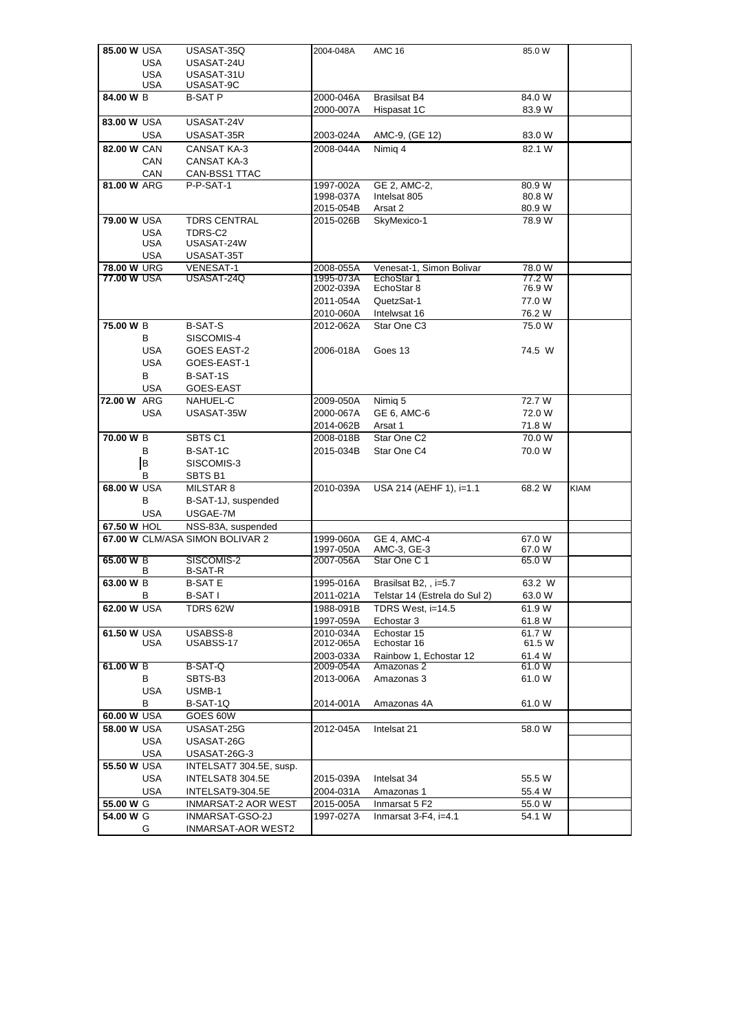| | | | | | | |
|---|---|---|---|---|---|---|
| **85.00 W** | USA | USASAT-35Q | 2004-048A | AMC 16 | 85.0 W | |
| | USA | USASAT-24U | | | | |
| | USA | USASAT-31U | | | | |
| | USA | USASAT-9C | | | | |
| **84.00 W** | B | B-SAT P | 2000-046A | Brasilsat B4 | 84.0 W | |
| | | | 2000-007A | Hispasat 1C | 83.9 W | |
| **83.00 W** | USA | USASAT-24V | | | | |
| | USA | USASAT-35R | 2003-024A | AMC-9, (GE 12) | 83.0 W | |
| **82.00 W** | CAN | CANSAT KA-3 | 2008-044A | Nimiq 4 | 82.1 W | |
| | CAN | CANSAT KA-3 | | | | |
| | CAN | CAN-BSS1 TTAC | | | | |
| **81.00 W** | ARG | P-P-SAT-1 | 1997-002A | GE 2, AMC-2, | 80.9 W | |
| | | | 1998-037A | Intelsat 805 | 80.8 W | |
| | | | 2015-054B | Arsat 2 | 80.9 W | |
| **79.00 W** | USA | TDRS CENTRAL | 2015-026B | SkyMexico-1 | 78.9 W | |
| | USA | TDRS-C2 | | | | |
| | USA | USASAT-24W | | | | |
| | USA | USASAT-35T | | | | |
| **78.00 W** | URG | VENESAT-1 | 2008-055A | Venesat-1, Simon Bolivar | 78.0 W | |
| **77.00 W** | USA | USASAT-24Q | 1995-073A | EchoStar 1 | 77.2 W | |
| | | | 2002-039A | EchoStar 8 | 76.9 W | |
| | | | 2011-054A | QuetzSat-1 | 77.0 W | |
| | | | 2010-060A | Intelwsat 16 | 76.2 W | |
| **75.00 W** | B | B-SAT-S | 2012-062A | Star One C3 | 75.0 W | |
| | B | SISCOMIS-4 | | | | |
| | USA | GOES EAST-2 | 2006-018A | Goes 13 | 74.5 W | |
| | USA | GOES-EAST-1 | | | | |
| | B | B-SAT-1S | | | | |
| | USA | GOES-EAST | | | | |
| **72.00 W** | ARG | NAHUEL-C | 2009-050A | Nimiq 5 | 72.7 W | |
| | USA | USASAT-35W | 2000-067A | GE 6, AMC-6 | 72.0 W | |
| | | | 2014-062B | Arsat 1 | 71.8 W | |
| **70.00 W** | B | SBTS C1 | 2008-018B | Star One C2 | 70.0 W | |
| | B | B-SAT-1C | 2015-034B | Star One C4 | 70.0 W | |
| | B | SISCOMIS-3 | | | | |
| | B | SBTS B1 | | | | |
| **68.00 W** | USA | MILSTAR 8 | 2010-039A | USA 214 (AEHF 1), i=1.1 | 68.2 W | KIAM |
| | B | B-SAT-1J, suspended | | | | |
| | USA | USGAE-7M | | | | |
| **67.50 W** | HOL | NSS-83A, suspended | | | | |
| **67.00 W** | CLM/ASA | SIMON BOLIVAR 2 | 1999-060A | GE 4, AMC-4 | 67.0 W | |
| | | | 1997-050A | AMC-3, GE-3 | 67.0 W | |
| **65.00 W** | B | SISCOMIS-2 | 2007-056A | Star One C 1 | 65.0 W | |
| | B | B-SAT-R | | | | |
| **63.00 W** | B | B-SAT E | 1995-016A | Brasilsat B2, , i=5.7 | 63.2 W | |
| | B | B-SAT I | 2011-021A | Telstar 14 (Estrela do Sul 2) | 63.0 W | |
| **62.00 W** | USA | TDRS 62W | 1988-091B | TDRS West, i=14.5 | 61.9 W | |
| | | | 1997-059A | Echostar 3 | 61.8 W | |
| **61.50 W** | USA | USABSS-8 | 2010-034A | Echostar 15 | 61.7 W | |
| | USA | USABSS-17 | 2012-065A | Echostar 16 | 61.5 W | |
| | | | 2003-033A | Rainbow 1, Echostar 12 | 61.4 W | |
| **61.00 W** | B | B-SAT-Q | 2009-054A | Amazonas 2 | 61.0 W | |
| | B | SBTS-B3 | 2013-006A | Amazonas 3 | 61.0 W | |
| | USA | USMB-1 | | | | |
| | B | B-SAT-1Q | 2014-001A | Amazonas 4A | 61.0 W | |
| **60.00 W** | USA | GOES 60W | | | | |
| **58.00 W** | USA | USASAT-25G | 2012-045A | Intelsat 21 | 58.0 W | |
| | USA | USASAT-26G | | | | |
| | USA | USASAT-26G-3 | | | | |
| **55.50 W** | USA | INTELSAT7 304.5E, susp. | | | | |
| | USA | INTELSAT8 304.5E | 2015-039A | Intelsat 34 | 55.5 W | |
| | USA | INTELSAT9-304.5E | 2004-031A | Amazonas 1 | 55.4 W | |
| **55.00 W** | G | INMARSAT-2 AOR WEST | 2015-005A | Inmarsat 5 F2 | 55.0 W | |
| **54.00 W** | G | INMARSAT-GSO-2J | 1997-027A | Inmarsat 3-F4, i=4.1 | 54.1 W | |
| | G | INMARSAT-AOR WEST2 | | | | |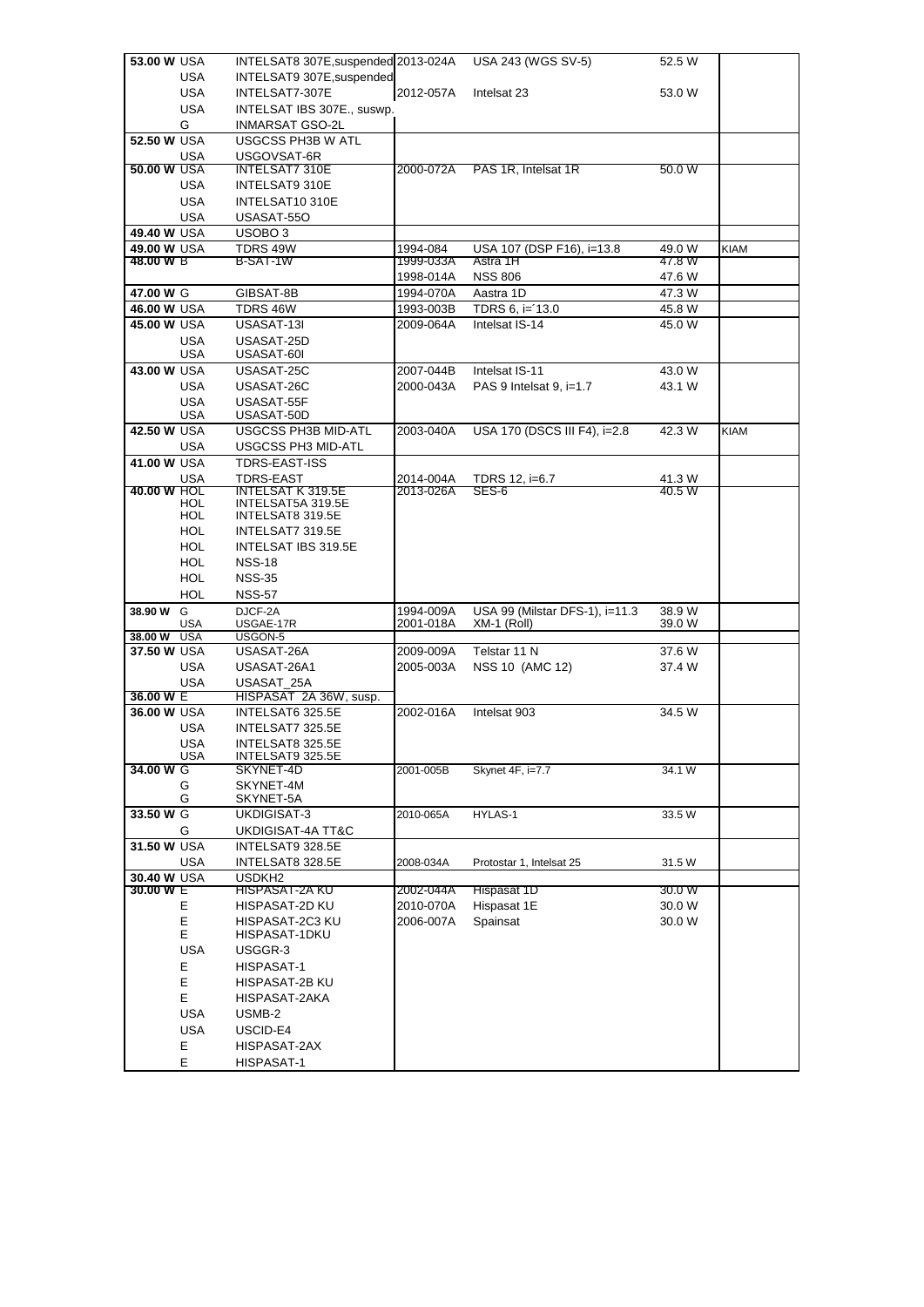| | | | | | | |
|---|---|---|---|---|---|---|
| 53.00 W | USA | INTELSAT8 307E,suspended | 2013-024A | USA 243 (WGS SV-5) | 52.5 W | |
| | USA | INTELSAT9 307E,suspended | | | | |
| | USA | INTELSAT7-307E | 2012-057A | Intelsat 23 | 53.0 W | |
| | USA | INTELSAT IBS 307E., suswp. | | | | |
| | G | INMARSAT GSO-2L | | | | |
| 52.50 W | USA | USGCSS PH3B W ATL | | | | |
| | USA | USGOVSAT-6R | | | | |
| 50.00 W | USA | INTELSAT7 310E | 2000-072A | PAS 1R, Intelsat 1R | 50.0 W | |
| | USA | INTELSAT9 310E | | | | |
| | USA | INTELSAT10 310E | | | | |
| | USA | USASAT-55O | | | | |
| 49.40 W | USA | USOBO 3 | | | | |
| 49.00 W | USA | TDRS 49W | 1994-084 | USA 107 (DSP F16), i=13.8 | 49.0 W | KIAM |
| 48.00 W | B | B-SAT-1W | 1999-033A | Astra 1H | 47.8 W | |
| | | | 1998-014A | NSS 806 | 47.6 W | |
| 47.00 W | G | GIBSAT-8B | 1994-070A | Aastra 1D | 47.3 W | |
| 46.00 W | USA | TDRS 46W | 1993-003B | TDRS 6, i=´13.0 | 45.8 W | |
| 45.00 W | USA | USASAT-13I | 2009-064A | Intelsat IS-14 | 45.0 W | |
| | USA | USASAT-25D | | | | |
| | USA | USASAT-60I | | | | |
| 43.00 W | USA | USASAT-25C | 2007-044B | Intelsat IS-11 | 43.0 W | |
| | USA | USASAT-26C | 2000-043A | PAS 9 Intelsat 9, i=1.7 | 43.1 W | |
| | USA | USASAT-55F | | | | |
| | USA | USASAT-50D | | | | |
| 42.50 W | USA | USGCSS PH3B MID-ATL | 2003-040A | USA 170 (DSCS III F4), i=2.8 | 42.3 W | KIAM |
| | USA | USGCSS PH3 MID-ATL | | | | |
| 41.00 W | USA | TDRS-EAST-ISS | | | | |
| | USA | TDRS-EAST | 2014-004A | TDRS 12, i=6.7 | 41.3 W | |
| 40.00 W | HOL | INTELSAT K 319.5E | 2013-026A | SES-6 | 40.5 W | |
| | HOL | INTELSAT5A 319.5E | | | | |
| | HOL | INTELSAT8 319.5E | | | | |
| | HOL | INTELSAT7 319.5E | | | | |
| | HOL | INTELSAT IBS 319.5E | | | | |
| | HOL | NSS-18 | | | | |
| | HOL | NSS-35 | | | | |
| | HOL | NSS-57 | | | | |
| 38.90 W | G | DJCF-2A | 1994-009A | USA 99 (Milstar DFS-1), i=11.3 | 38.9 W | |
| | USA | USGAE-17R | 2001-018A | XM-1 (Roll) | 39.0 W | |
| 38.00 W | USA | USGON-5 | | | | |
| 37.50 W | USA | USASAT-26A | 2009-009A | Telstar 11 N | 37.6 W | |
| | USA | USASAT-26A1 | 2005-003A | NSS 10 (AMC 12) | 37.4 W | |
| | USA | USASAT_25A | | | | |
| 36.00 W | E | HISPASAT 2A 36W, susp. | | | | |
| 36.00 W | USA | INTELSAT6 325.5E | 2002-016A | Intelsat 903 | 34.5 W | |
| | USA | INTELSAT7 325.5E | | | | |
| | USA | INTELSAT8 325.5E | | | | |
| | USA | INTELSAT9 325.5E | | | | |
| 34.00 W | G | SKYNET-4D | 2001-005B | Skynet 4F, i=7.7 | 34.1 W | |
| | G | SKYNET-4M | | | | |
| | G | SKYNET-5A | | | | |
| 33.50 W | G | UKDIGISAT-3 | 2010-065A | HYLAS-1 | 33.5 W | |
| | G | UKDIGISAT-4A TT&C | | | | |
| 31.50 W | USA | INTELSAT9 328.5E | | | | |
| | USA | INTELSAT8 328.5E | 2008-034A | Protostar 1, Intelsat 25 | 31.5 W | |
| 30.40 W | USA | USDKH2 | | | | |
| 30.00 W | E | HISPASAT-2A KU | 2002-044A | Hispasat 1D | 30.0 W | |
| | E | HISPASAT-2D KU | 2010-070A | Hispasat 1E | 30.0 W | |
| | E | HISPASAT-2C3 KU | 2006-007A | Spainsat | 30.0 W | |
| | E | HISPASAT-1DKU | | | | |
| | USA | USGGR-3 | | | | |
| | E | HISPASAT-1 | | | | |
| | E | HISPASAT-2B KU | | | | |
| | E | HISPASAT-2AKA | | | | |
| | USA | USMB-2 | | | | |
| | USA | USCID-E4 | | | | |
| | E | HISPASAT-2AX | | | | |
| | E | HISPASAT-1 | | | | |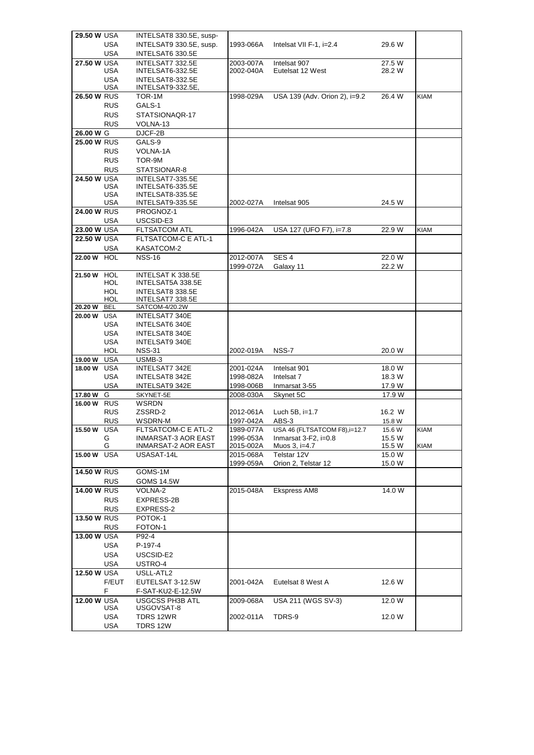| | | | | | | |
|---|---|---|---|---|---|---|
| **29.50 W** | USA | INTELSAT8 330.5E, susp- | | | | |
| | USA | INTELSAT9 330.5E, susp. | 1993-066A | Intelsat VII F-1, i=2.4 | 29.6 W | |
| | USA | INTELSAT6 330.5E | | | | |
| **27.50 W** | USA | INTELSAT7 332.5E | 2003-007A | Intelsat 907 | 27.5 W | |
| | USA | INTELSAT6-332.5E | 2002-040A | Eutelsat 12 West | 28.2 W | |
| | USA | INTELSAT8-332.5E | | | | |
| | USA | INTELSAT9-332.5E, | | | | |
| **26.50 W** | RUS | TOR-1M | 1998-029A | USA 139 (Adv. Orion 2), i=9.2 | 26.4 W | KIAM |
| | RUS | GALS-1 | | | | |
| | RUS | STATSIONAQR-17 | | | | |
| | RUS | VOLNA-13 | | | | |
| **26.00 W** | G | DJCF-2B | | | | |
| **25.00 W** | RUS | GALS-9 | | | | |
| | RUS | VOLNA-1A | | | | |
| | RUS | TOR-9M | | | | |
| | RUS | STATSIONAR-8 | | | | |
| **24.50 W** | USA | INTELSAT7-335.5E | | | | |
| | USA | INTELSAT6-335.5E | | | | |
| | USA | INTELSAT8-335.5E | | | | |
| | USA | INTELSAT9-335.5E | 2002-027A | Intelsat 905 | 24.5 W | |
| **24.00 W** | RUS | PROGNOZ-1 | | | | |
| | USA | USCSID-E3 | | | | |
| **23.00 W** | USA | FLTSATCOM ATL | 1996-042A | USA 127 (UFO F7), i=7.8 | 22.9 W | KIAM |
| **22.50 W** | USA | FLTSATCOM-C E ATL-1 | | | | |
| | USA | KASATCOM-2 | | | | |
| **22.00 W** | HOL | NSS-16 | 2012-007A | SES 4 | 22.0 W | |
| | | | 1999-072A | Galaxy 11 | 22.2 W | |
| **21.50 W** | HOL | INTELSAT K 338.5E | | | | |
| | HOL | INTELSAT5A 338.5E | | | | |
| | HOL | INTELSAT8 338.5E | | | | |
| | HOL | INTELSAT7 338.5E | | | | |
| **20.20 W** | BEL | SATCOM-4/20.2W | | | | |
| **20.00 W** | USA | INTELSAT7 340E | | | | |
| | USA | INTELSAT6 340E | | | | |
| | USA | INTELSAT8 340E | | | | |
| | USA | INTELSAT9 340E | | | | |
| | HOL | NSS-31 | 2002-019A | NSS-7 | 20.0 W | |
| **19.00 W** | USA | USMB-3 | | | | |
| **18.00 W** | USA | INTELSAT7 342E | 2001-024A | Intelsat 901 | 18.0 W | |
| | USA | INTELSAT8 342E | 1998-082A | Intelsat 7 | 18.3 W | |
| | USA | INTELSAT9 342E | 1998-006B | Inmarsat 3-55 | 17.9 W | |
| **17.80 W** | G | SKYNET-5E | 2008-030A | Skynet 5C | 17.9 W | |
| **16.00 W** | RUS | WSRDN | | | | |
| | RUS | ZSSRD-2 | 2012-061A | Luch 5B, i=1.7 | 16.2 W | |
| | RUS | WSDRN-M | 1997-042A | ABS-3 | 15.8 W | |
| **15.50 W** | USA | FLTSATCOM-C E ATL-2 | 1989-077A | USA 46 (FLTSATCOM F8),i=12.7 | 15.6 W | KIAM |
| | G | INMARSAT-3 AOR EAST | 1996-053A | Inmarsat 3-F2, i=0.8 | 15.5 W | |
| | G | INMARSAT-2 AOR EAST | 2015-002A | Muos 3, i=4.7 | 15.5 W | KIAM |
| **15.00 W** | USA | USASAT-14L | 2015-068A | Telstar 12V | 15.0 W | |
| | | | 1999-059A | Orion 2, Telstar 12 | 15.0 W | |
| **14.50 W** | RUS | GOMS-1M | | | | |
| | RUS | GOMS 14.5W | | | | |
| **14.00 W** | RUS | VOLNA-2 | 2015-048A | Ekspress AM8 | 14.0 W | |
| | RUS | EXPRESS-2B | | | | |
| | RUS | EXPRESS-2 | | | | |
| **13.50 W** | RUS | POTOK-1 | | | | |
| | RUS | FOTON-1 | | | | |
| **13.00 W** | USA | P92-4 | | | | |
| | USA | P-197-4 | | | | |
| | USA | USCSID-E2 | | | | |
| | USA | USTRO-4 | | | | |
| **12.50 W** | USA | USLL-ATL2 | | | | |
| | F/EUT | EUTELSAT 3-12.5W | 2001-042A | Eutelsat 8 West A | 12.6 W | |
| | F | F-SAT-KU2-E-12.5W | | | | |
| **12.00 W** | USA | USGCSS PH3B ATL | 2009-068A | USA 211 (WGS SV-3) | 12.0 W | |
| | USA | USGOVSAT-8 | | | | |
| | USA | TDRS 12WR | 2002-011A | TDRS-9 | 12.0 W | |
| | USA | TDRS 12W | | | | |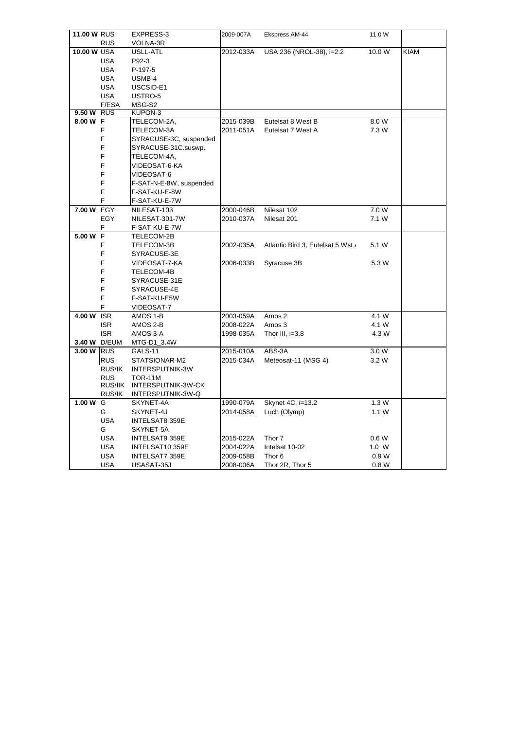| | | | | | | |
|---|---|---|---|---|---|---|
| **11.00 W** | RUS | EXPRESS-3 | 2009-007A | Ekspress AM-44 | 11.0 W | |
| | RUS | VOLNA-3R | | | | |
| **10.00 W** | USA | USLL-ATL | 2012-033A | USA 236 (NROL-38), i=2.2 | 10.0 W | KIAM |
| | USA | P92-3 | | | | |
| | USA | P-197-5 | | | | |
| | USA | USMB-4 | | | | |
| | USA | USCSID-E1 | | | | |
| | USA | USTRO-5 | | | | |
| | F/ESA | MSG-S2 | | | | |
| **9.50 W** | RUS | KUPON-3 | | | | |
| **8.00 W** | F | TELECOM-2A, | 2015-039B | Eutelsat 8 West B | 8.0 W | |
| | F | TELECOM-3A | 2011-051A | Eutelsat 7 West A | 7.3 W | |
| | F | SYRACUSE-3C, suspended | | | | |
| | F | SYRACUSE-31C.suswp. | | | | |
| | F | TELECOM-4A, | | | | |
| | F | VIDEOSAT-6-KA | | | | |
| | F | VIDEOSAT-6 | | | | |
| | F | F-SAT-N-E-8W, suspended | | | | |
| | F | F-SAT-KU-E-8W | | | | |
| | F | F-SAT-KU-E-7W | | | | |
| **7.00 W** | EGY | NILESAT-103 | 2000-046B | Nilesat 102 | 7.0 W | |
| | EGY | NILESAT-301-7W | 2010-037A | Nilesat 201 | 7.1 W | |
| | F | F-SAT-KU-E-7W | | | | |
| **5.00 W** | F | TELECOM-2B | | | | |
| | F | TELECOM-3B | 2002-035A | Atlantic Bird 3, Eutelsat 5 Wst / | 5.1 W | |
| | F | SYRACUSE-3E | | | | |
| | F | VIDEOSAT-7-KA | 2006-033B | Syracuse 3B | 5.3 W | |
| | F | TELECOM-4B | | | | |
| | F | SYRACUSE-31E | | | | |
| | F | SYRACUSE-4E | | | | |
| | F | F-SAT-KU-E5W | | | | |
| | F | VIDEOSAT-7 | | | | |
| **4.00 W** | ISR | AMOS 1-B | 2003-059A | Amos 2 | 4.1 W | |
| | ISR | AMOS 2-B | 2008-022A | Amos 3 | 4.1 W | |
| | ISR | AMOS 3-A | 1998-035A | Thor III, i=3.8 | 4.3 W | |
| **3.40 W** | D/EUM | MTG-D1_3.4W | | | | |
| **3.00 W** | RUS | GALS-11 | 2015-010A | ABS-3A | 3.0 W | |
| | RUS | STATSIONAR-M2 | 2015-034A | Meteosat-11 (MSG 4) | 3.2 W | |
| | RUS/IK | INTERSPUTNIK-3W | | | | |
| | RUS | TOR-11M | | | | |
| | RUS/IIK | INTERSPUTNIK-3W-CK | | | | |
| | RUS/IK | INTERSPUTNIK-3W-Q | | | | |
| **1.00 W** | G | SKYNET-4A | 1990-079A | Skynet 4C, i=13.2 | 1.3 W | |
| | G | SKYNET-4J | 2014-058A | Luch (Olymp) | 1.1 W | |
| | USA | INTELSAT8 359E | | | | |
| | G | SKYNET-5A | | | | |
| | USA | INTELSAT9 359E | 2015-022A | Thor 7 | 0.6 W | |
| | USA | INTELSAT10 359E | 2004-022A | Intelsat 10-02 | 1.0 W | |
| | USA | INTELSAT7 359E | 2009-058B | Thor 6 | 0.9 W | |
| | USA | USASAT-35J | 2008-006A | Thor 2R, Thor 5 | 0.8 W | |